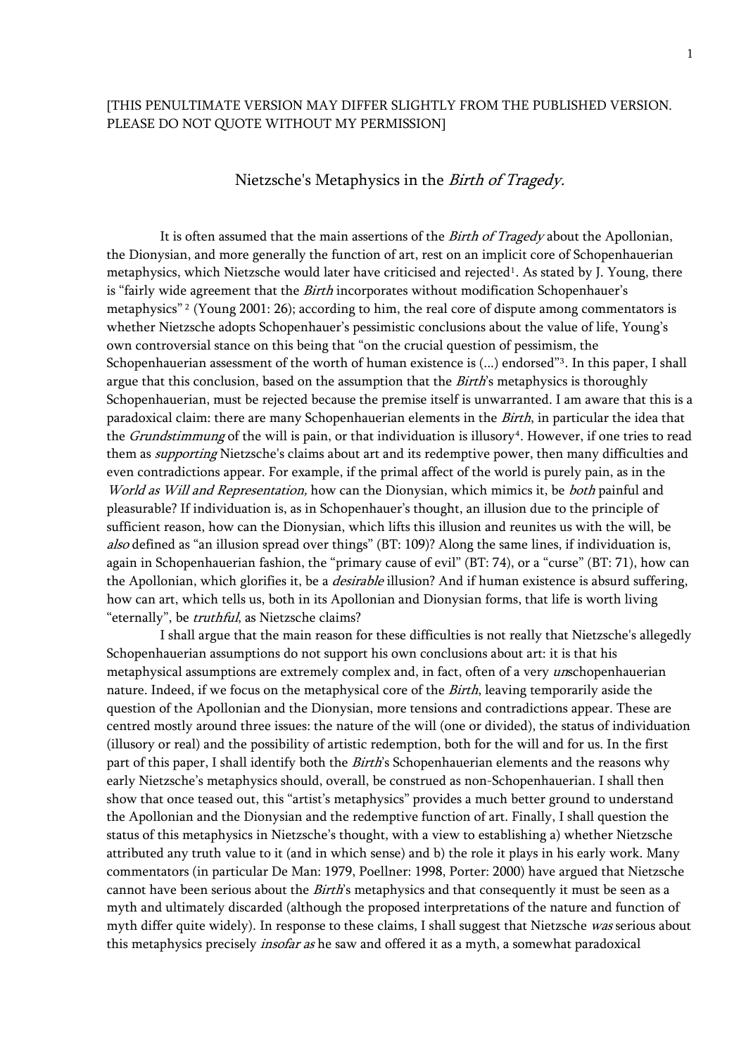[THIS PENULTIMATE VERSION MAY DIFFER SLIGHTLY FROM THE PUBLISHED VERSION. PLEASE DO NOT QUOTE WITHOUT MY PERMISSION]

# Nietzsche's Metaphysics in the *Birth of Tragedy.*

It is often assumed that the main assertions of the *Birth of Tragedy* about the Apollonian, the Dionysian, and more generally the function of art, rest on an implicit core of Schopenhauerian metaphysics, which Nietzsche would later have criticised and rejected[1]. As stated by J. Young, there is "fairly wide agreement that the *Birth* incorporates without modification Schopenhauer's metaphysics" [2] (Young 2001: 26); according to him, the real core of dispute among commentators is whether Nietzsche adopts Schopenhauer's pessimistic conclusions about the value of life, Young's own controversial stance on this being that "on the crucial question of pessimism, the Schopenhauerian assessment of the worth of human existence is (...) endorsed"[3]. In this paper, I shall argue that this conclusion, based on the assumption that the *Birth*'s metaphysics is thoroughly Schopenhauerian, must be rejected because the premise itself is unwarranted. I am aware that this is a paradoxical claim: there are many Schopenhauerian elements in the *Birth*, in particular the idea that the *Grundstimmung* of the will is pain, or that individuation is illusory[4]. However, if one tries to read them as *supporting* Nietzsche's claims about art and its redemptive power, then many difficulties and even contradictions appear. For example, if the primal affect of the world is purely pain, as in the *World as Will and Representation,* how can the Dionysian, which mimics it, be *both* painful and pleasurable? If individuation is, as in Schopenhauer's thought, an illusion due to the principle of sufficient reason, how can the Dionysian, which lifts this illusion and reunites us with the will, be *also* defined as "an illusion spread over things" (BT: 109)? Along the same lines, if individuation is, again in Schopenhauerian fashion, the "primary cause of evil" (BT: 74), or a "curse" (BT: 71), how can the Apollonian, which glorifies it, be a *desirable* illusion? And if human existence is absurd suffering, how can art, which tells us, both in its Apollonian and Dionysian forms, that life is worth living "eternally", be *truthful*, as Nietzsche claims?

I shall argue that the main reason for these difficulties is not really that Nietzsche's allegedly Schopenhauerian assumptions do not support his own conclusions about art: it is that his metaphysical assumptions are extremely complex and, in fact, often of a very *un*schopenhauerian nature. Indeed, if we focus on the metaphysical core of the *Birth*, leaving temporarily aside the question of the Apollonian and the Dionysian, more tensions and contradictions appear. These are centred mostly around three issues: the nature of the will (one or divided), the status of individuation (illusory or real) and the possibility of artistic redemption, both for the will and for us. In the first part of this paper, I shall identify both the *Birth*'s Schopenhauerian elements and the reasons why early Nietzsche's metaphysics should, overall, be construed as non-Schopenhauerian. I shall then show that once teased out, this "artist's metaphysics" provides a much better ground to understand the Apollonian and the Dionysian and the redemptive function of art. Finally, I shall question the status of this metaphysics in Nietzsche's thought, with a view to establishing a) whether Nietzsche attributed any truth value to it (and in which sense) and b) the role it plays in his early work. Many commentators (in particular De Man: 1979, Poellner: 1998, Porter: 2000) have argued that Nietzsche cannot have been serious about the *Birth*'s metaphysics and that consequently it must be seen as a myth and ultimately discarded (although the proposed interpretations of the nature and function of myth differ quite widely). In response to these claims, I shall suggest that Nietzsche *was* serious about this metaphysics precisely *insofar as* he saw and offered it as a myth, a somewhat paradoxical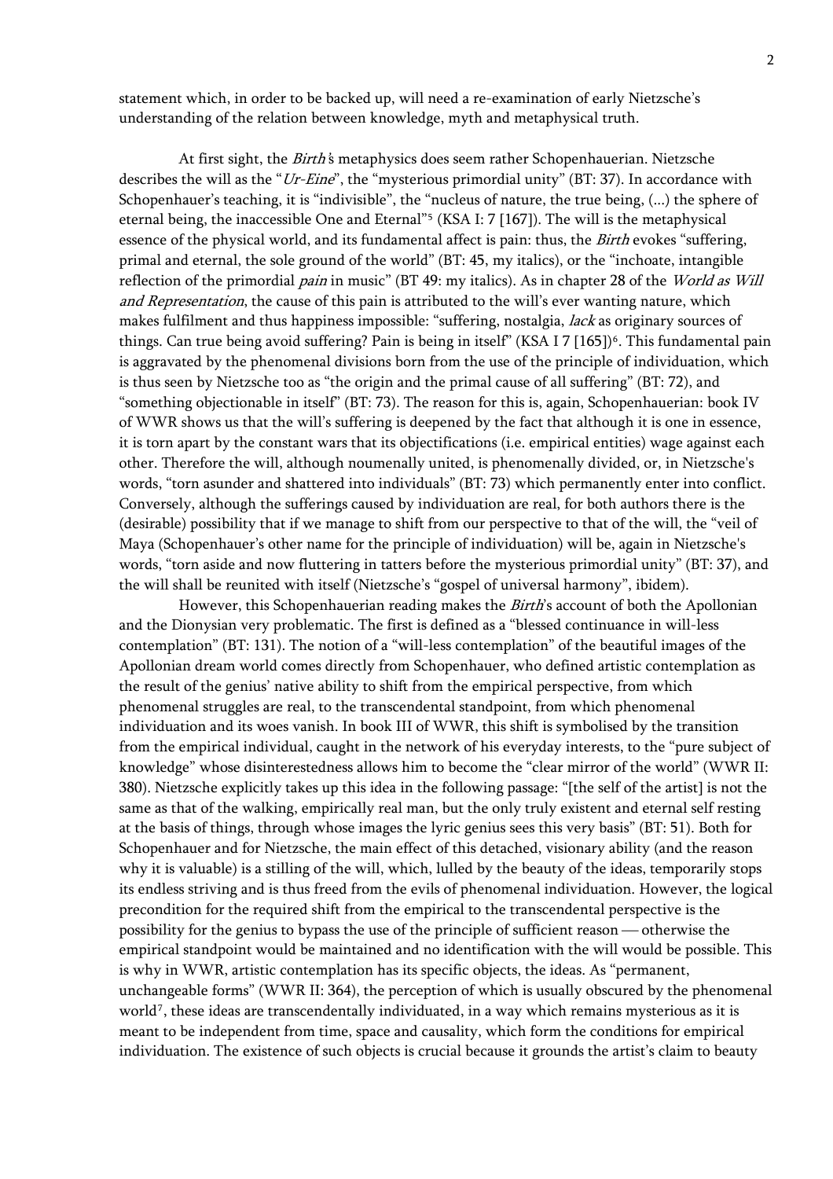statement which, in order to be backed up, will need a re-examination of early Nietzsche's understanding of the relation between knowledge, myth and metaphysical truth.

At first sight, the *Birth*'s metaphysics does seem rather Schopenhauerian. Nietzsche describes the will as the "*Ur-Eine*", the "mysterious primordial unity" (BT: 37). In accordance with Schopenhauer's teaching, it is "indivisible", the "nucleus of nature, the true being, (...) the sphere of eternal being, the inaccessible One and Eternal"[5] (KSA I: 7 [167]). The will is the metaphysical essence of the physical world, and its fundamental affect is pain: thus, the *Birth* evokes "suffering, primal and eternal, the sole ground of the world" (BT: 45, my italics), or the "inchoate, intangible reflection of the primordial *pain* in music" (BT 49: my italics). As in chapter 28 of the *World as Will and Representation*, the cause of this pain is attributed to the will's ever wanting nature, which makes fulfilment and thus happiness impossible: "suffering, nostalgia, *lack* as originary sources of things. Can true being avoid suffering? Pain is being in itself" (KSA I 7 [165])[6]. This fundamental pain is aggravated by the phenomenal divisions born from the use of the principle of individuation, which is thus seen by Nietzsche too as "the origin and the primal cause of all suffering" (BT: 72), and "something objectionable in itself" (BT: 73). The reason for this is, again, Schopenhauerian: book IV of WWR shows us that the will's suffering is deepened by the fact that although it is one in essence, it is torn apart by the constant wars that its objectifications (i.e. empirical entities) wage against each other. Therefore the will, although noumenally united, is phenomenally divided, or, in Nietzsche's words, "torn asunder and shattered into individuals" (BT: 73) which permanently enter into conflict. Conversely, although the sufferings caused by individuation are real, for both authors there is the (desirable) possibility that if we manage to shift from our perspective to that of the will, the "veil of Maya (Schopenhauer's other name for the principle of individuation) will be, again in Nietzsche's words, "torn aside and now fluttering in tatters before the mysterious primordial unity" (BT: 37), and the will shall be reunited with itself (Nietzsche's "gospel of universal harmony", ibidem).

However, this Schopenhauerian reading makes the *Birth*'s account of both the Apollonian and the Dionysian very problematic. The first is defined as a "blessed continuance in will-less contemplation" (BT: 131). The notion of a "will-less contemplation" of the beautiful images of the Apollonian dream world comes directly from Schopenhauer, who defined artistic contemplation as the result of the genius' native ability to shift from the empirical perspective, from which phenomenal struggles are real, to the transcendental standpoint, from which phenomenal individuation and its woes vanish. In book III of WWR, this shift is symbolised by the transition from the empirical individual, caught in the network of his everyday interests, to the "pure subject of knowledge" whose disinterestedness allows him to become the "clear mirror of the world" (WWR II: 380). Nietzsche explicitly takes up this idea in the following passage: "[the self of the artist] is not the same as that of the walking, empirically real man, but the only truly existent and eternal self resting at the basis of things, through whose images the lyric genius sees this very basis" (BT: 51). Both for Schopenhauer and for Nietzsche, the main effect of this detached, visionary ability (and the reason why it is valuable) is a stilling of the will, which, lulled by the beauty of the ideas, temporarily stops its endless striving and is thus freed from the evils of phenomenal individuation. However, the logical precondition for the required shift from the empirical to the transcendental perspective is the possibility for the genius to bypass the use of the principle of sufficient reason — otherwise the empirical standpoint would be maintained and no identification with the will would be possible. This is why in WWR, artistic contemplation has its specific objects, the ideas. As "permanent, unchangeable forms" (WWR II: 364), the perception of which is usually obscured by the phenomenal world[7], these ideas are transcendentally individuated, in a way which remains mysterious as it is meant to be independent from time, space and causality, which form the conditions for empirical individuation. The existence of such objects is crucial because it grounds the artist's claim to beauty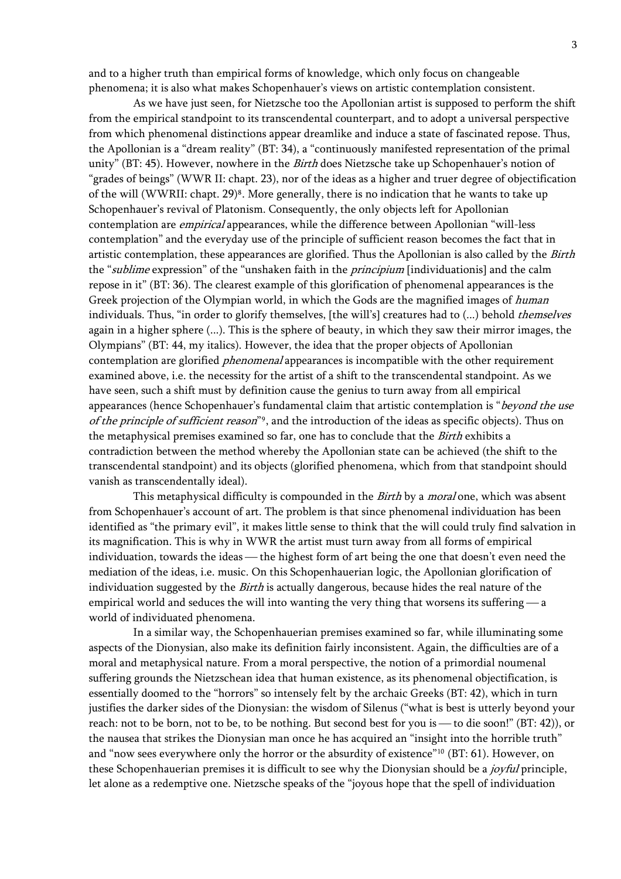and to a higher truth than empirical forms of knowledge, which only focus on changeable phenomena; it is also what makes Schopenhauer's views on artistic contemplation consistent.

As we have just seen, for Nietzsche too the Apollonian artist is supposed to perform the shift from the empirical standpoint to its transcendental counterpart, and to adopt a universal perspective from which phenomenal distinctions appear dreamlike and induce a state of fascinated repose. Thus, the Apollonian is a "dream reality" (BT: 34), a "continuously manifested representation of the primal unity" (BT: 45). However, nowhere in the *Birth* does Nietzsche take up Schopenhauer's notion of "grades of beings" (WWR II: chapt. 23), nor of the ideas as a higher and truer degree of objectification of the will (WWRII: chapt. 29)[8]. More generally, there is no indication that he wants to take up Schopenhauer's revival of Platonism. Consequently, the only objects left for Apollonian contemplation are *empirical* appearances, while the difference between Apollonian "will-less contemplation" and the everyday use of the principle of sufficient reason becomes the fact that in artistic contemplation, these appearances are glorified. Thus the Apollonian is also called by the *Birth* the "*sublime* expression" of the "unshaken faith in the *principium* [individuationis] and the calm repose in it" (BT: 36). The clearest example of this glorification of phenomenal appearances is the Greek projection of the Olympian world, in which the Gods are the magnified images of *human* individuals. Thus, "in order to glorify themselves, [the will's] creatures had to (...) behold *themselves* again in a higher sphere (...). This is the sphere of beauty, in which they saw their mirror images, the Olympians" (BT: 44, my italics). However, the idea that the proper objects of Apollonian contemplation are glorified *phenomenal* appearances is incompatible with the other requirement examined above, i.e. the necessity for the artist of a shift to the transcendental standpoint. As we have seen, such a shift must by definition cause the genius to turn away from all empirical appearances (hence Schopenhauer's fundamental claim that artistic contemplation is "*beyond the use of the principle of sufficient reason*"[9], and the introduction of the ideas as specific objects). Thus on the metaphysical premises examined so far, one has to conclude that the *Birth* exhibits a contradiction between the method whereby the Apollonian state can be achieved (the shift to the transcendental standpoint) and its objects (glorified phenomena, which from that standpoint should vanish as transcendentally ideal).

This metaphysical difficulty is compounded in the *Birth* by a *moral* one, which was absent from Schopenhauer's account of art. The problem is that since phenomenal individuation has been identified as "the primary evil", it makes little sense to think that the will could truly find salvation in its magnification. This is why in WWR the artist must turn away from all forms of empirical individuation, towards the ideas — the highest form of art being the one that doesn't even need the mediation of the ideas, i.e. music. On this Schopenhauerian logic, the Apollonian glorification of individuation suggested by the *Birth* is actually dangerous, because hides the real nature of the empirical world and seduces the will into wanting the very thing that worsens its suffering — a world of individuated phenomena.

In a similar way, the Schopenhauerian premises examined so far, while illuminating some aspects of the Dionysian, also make its definition fairly inconsistent. Again, the difficulties are of a moral and metaphysical nature. From a moral perspective, the notion of a primordial noumenal suffering grounds the Nietzschean idea that human existence, as its phenomenal objectification, is essentially doomed to the "horrors" so intensely felt by the archaic Greeks (BT: 42), which in turn justifies the darker sides of the Dionysian: the wisdom of Silenus ("what is best is utterly beyond your reach: not to be born, not to be, to be nothing. But second best for you is — to die soon!" (BT: 42)), or the nausea that strikes the Dionysian man once he has acquired an "insight into the horrible truth" and "now sees everywhere only the horror or the absurdity of existence"[10] (BT: 61). However, on these Schopenhauerian premises it is difficult to see why the Dionysian should be a *joyful* principle, let alone as a redemptive one. Nietzsche speaks of the "joyous hope that the spell of individuation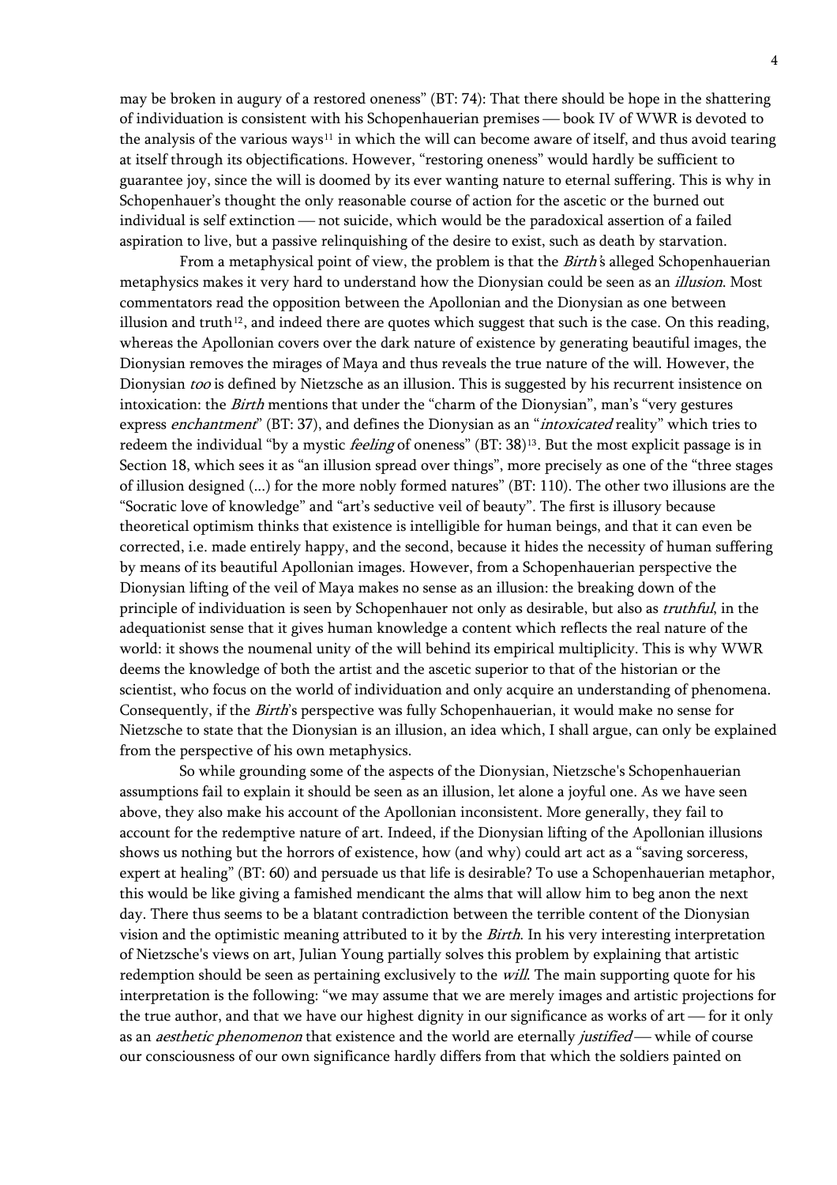may be broken in augury of a restored oneness" (BT: 74): That there should be hope in the shattering of individuation is consistent with his Schopenhauerian premises — book IV of WWR is devoted to the analysis of the various ways[11] in which the will can become aware of itself, and thus avoid tearing at itself through its objectifications. However, "restoring oneness" would hardly be sufficient to guarantee joy, since the will is doomed by its ever wanting nature to eternal suffering. This is why in Schopenhauer's thought the only reasonable course of action for the ascetic or the burned out individual is self extinction — not suicide, which would be the paradoxical assertion of a failed aspiration to live, but a passive relinquishing of the desire to exist, such as death by starvation.

From a metaphysical point of view, the problem is that the *Birth's* alleged Schopenhauerian metaphysics makes it very hard to understand how the Dionysian could be seen as an *illusion*. Most commentators read the opposition between the Apollonian and the Dionysian as one between illusion and truth[12], and indeed there are quotes which suggest that such is the case. On this reading, whereas the Apollonian covers over the dark nature of existence by generating beautiful images, the Dionysian removes the mirages of Maya and thus reveals the true nature of the will. However, the Dionysian *too* is defined by Nietzsche as an illusion. This is suggested by his recurrent insistence on intoxication: the *Birth* mentions that under the "charm of the Dionysian", man's "very gestures express *enchantment*" (BT: 37), and defines the Dionysian as an "*intoxicated* reality" which tries to redeem the individual "by a mystic *feeling* of oneness" (BT: 38)[13]. But the most explicit passage is in Section 18, which sees it as "an illusion spread over things", more precisely as one of the "three stages of illusion designed (...) for the more nobly formed natures" (BT: 110). The other two illusions are the "Socratic love of knowledge" and "art's seductive veil of beauty". The first is illusory because theoretical optimism thinks that existence is intelligible for human beings, and that it can even be corrected, i.e. made entirely happy, and the second, because it hides the necessity of human suffering by means of its beautiful Apollonian images. However, from a Schopenhauerian perspective the Dionysian lifting of the veil of Maya makes no sense as an illusion: the breaking down of the principle of individuation is seen by Schopenhauer not only as desirable, but also as *truthful*, in the adequationist sense that it gives human knowledge a content which reflects the real nature of the world: it shows the noumenal unity of the will behind its empirical multiplicity. This is why WWR deems the knowledge of both the artist and the ascetic superior to that of the historian or the scientist, who focus on the world of individuation and only acquire an understanding of phenomena. Consequently, if the *Birth*'s perspective was fully Schopenhauerian, it would make no sense for Nietzsche to state that the Dionysian is an illusion, an idea which, I shall argue, can only be explained from the perspective of his own metaphysics.

So while grounding some of the aspects of the Dionysian, Nietzsche's Schopenhauerian assumptions fail to explain it should be seen as an illusion, let alone a joyful one. As we have seen above, they also make his account of the Apollonian inconsistent. More generally, they fail to account for the redemptive nature of art. Indeed, if the Dionysian lifting of the Apollonian illusions shows us nothing but the horrors of existence, how (and why) could art act as a "saving sorceress, expert at healing" (BT: 60) and persuade us that life is desirable? To use a Schopenhauerian metaphor, this would be like giving a famished mendicant the alms that will allow him to beg anon the next day. There thus seems to be a blatant contradiction between the terrible content of the Dionysian vision and the optimistic meaning attributed to it by the *Birth*. In his very interesting interpretation of Nietzsche's views on art, Julian Young partially solves this problem by explaining that artistic redemption should be seen as pertaining exclusively to the *will*. The main supporting quote for his interpretation is the following: "we may assume that we are merely images and artistic projections for the true author, and that we have our highest dignity in our significance as works of art — for it only as an *aesthetic phenomenon* that existence and the world are eternally *justified* — while of course our consciousness of our own significance hardly differs from that which the soldiers painted on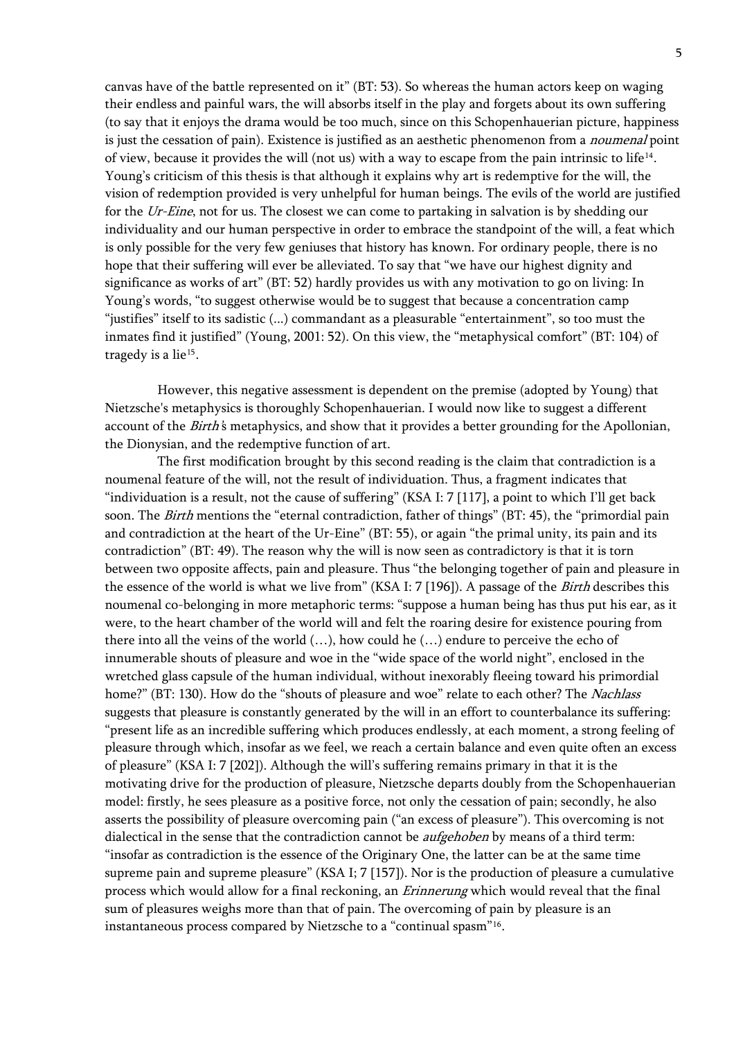canvas have of the battle represented on it" (BT: 53). So whereas the human actors keep on waging their endless and painful wars, the will absorbs itself in the play and forgets about its own suffering (to say that it enjoys the drama would be too much, since on this Schopenhauerian picture, happiness is just the cessation of pain). Existence is justified as an aesthetic phenomenon from a *noumenal* point of view, because it provides the will (not us) with a way to escape from the pain intrinsic to life[14]. Young's criticism of this thesis is that although it explains why art is redemptive for the will, the vision of redemption provided is very unhelpful for human beings. The evils of the world are justified for the *Ur-Eine*, not for us. The closest we can come to partaking in salvation is by shedding our individuality and our human perspective in order to embrace the standpoint of the will, a feat which is only possible for the very few geniuses that history has known. For ordinary people, there is no hope that their suffering will ever be alleviated. To say that "we have our highest dignity and significance as works of art" (BT: 52) hardly provides us with any motivation to go on living: In Young's words, "to suggest otherwise would be to suggest that because a concentration camp "justifies" itself to its sadistic (...) commandant as a pleasurable "entertainment", so too must the inmates find it justified" (Young, 2001: 52). On this view, the "metaphysical comfort" (BT: 104) of tragedy is a lie[15].

However, this negative assessment is dependent on the premise (adopted by Young) that Nietzsche's metaphysics is thoroughly Schopenhauerian. I would now like to suggest a different account of the *Birth*'s metaphysics, and show that it provides a better grounding for the Apollonian, the Dionysian, and the redemptive function of art.

The first modification brought by this second reading is the claim that contradiction is a noumenal feature of the will, not the result of individuation. Thus, a fragment indicates that "individuation is a result, not the cause of suffering" (KSA I: 7 [117], a point to which I'll get back soon. The *Birth* mentions the "eternal contradiction, father of things" (BT: 45), the "primordial pain and contradiction at the heart of the Ur-Eine" (BT: 55), or again "the primal unity, its pain and its contradiction" (BT: 49). The reason why the will is now seen as contradictory is that it is torn between two opposite affects, pain and pleasure. Thus "the belonging together of pain and pleasure in the essence of the world is what we live from" (KSA I: 7 [196]). A passage of the *Birth* describes this noumenal co-belonging in more metaphoric terms: "suppose a human being has thus put his ear, as it were, to the heart chamber of the world will and felt the roaring desire for existence pouring from there into all the veins of the world (…), how could he (…) endure to perceive the echo of innumerable shouts of pleasure and woe in the "wide space of the world night", enclosed in the wretched glass capsule of the human individual, without inexorably fleeing toward his primordial home?" (BT: 130). How do the "shouts of pleasure and woe" relate to each other? The *Nachlass* suggests that pleasure is constantly generated by the will in an effort to counterbalance its suffering: "present life as an incredible suffering which produces endlessly, at each moment, a strong feeling of pleasure through which, insofar as we feel, we reach a certain balance and even quite often an excess of pleasure" (KSA I: 7 [202]). Although the will's suffering remains primary in that it is the motivating drive for the production of pleasure, Nietzsche departs doubly from the Schopenhauerian model: firstly, he sees pleasure as a positive force, not only the cessation of pain; secondly, he also asserts the possibility of pleasure overcoming pain ("an excess of pleasure"). This overcoming is not dialectical in the sense that the contradiction cannot be *aufgehoben* by means of a third term: "insofar as contradiction is the essence of the Originary One, the latter can be at the same time supreme pain and supreme pleasure" (KSA I; 7 [157]). Nor is the production of pleasure a cumulative process which would allow for a final reckoning, an *Erinnerung* which would reveal that the final sum of pleasures weighs more than that of pain. The overcoming of pain by pleasure is an instantaneous process compared by Nietzsche to a "continual spasm"[16].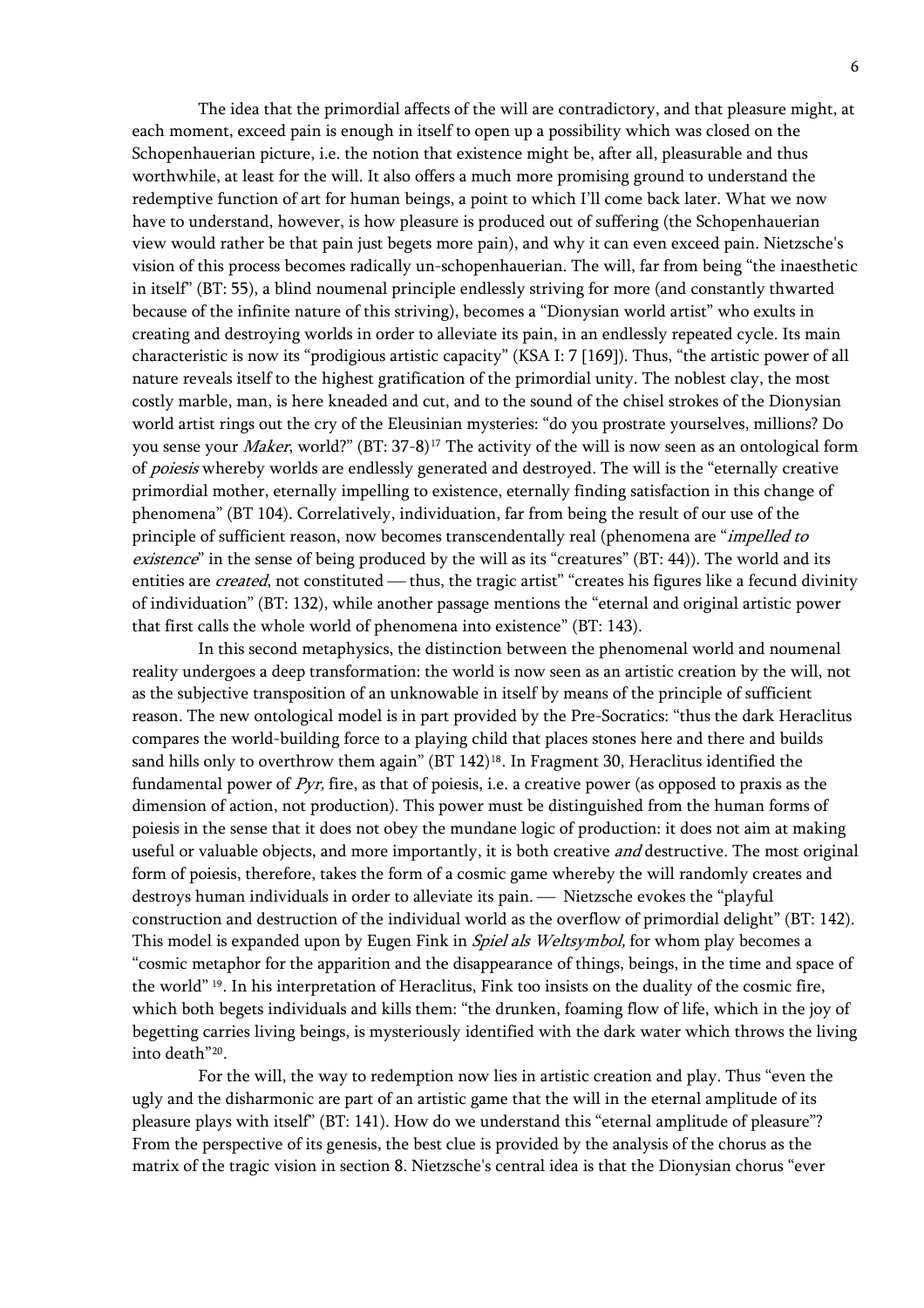The idea that the primordial affects of the will are contradictory, and that pleasure might, at each moment, exceed pain is enough in itself to open up a possibility which was closed on the Schopenhauerian picture, i.e. the notion that existence might be, after all, pleasurable and thus worthwhile, at least for the will. It also offers a much more promising ground to understand the redemptive function of art for human beings, a point to which I'll come back later. What we now have to understand, however, is how pleasure is produced out of suffering (the Schopenhauerian view would rather be that pain just begets more pain), and why it can even exceed pain. Nietzsche's vision of this process becomes radically un-schopenhauerian. The will, far from being "the inaesthetic in itself" (BT: 55), a blind noumenal principle endlessly striving for more (and constantly thwarted because of the infinite nature of this striving), becomes a "Dionysian world artist" who exults in creating and destroying worlds in order to alleviate its pain, in an endlessly repeated cycle. Its main characteristic is now its "prodigious artistic capacity" (KSA I: 7 [169]). Thus, "the artistic power of all nature reveals itself to the highest gratification of the primordial unity. The noblest clay, the most costly marble, man, is here kneaded and cut, and to the sound of the chisel strokes of the Dionysian world artist rings out the cry of the Eleusinian mysteries: "do you prostrate yourselves, millions? Do you sense your *Maker*, world?" (BT: 37-8)[17] The activity of the will is now seen as an ontological form of *poiesis* whereby worlds are endlessly generated and destroyed. The will is the "eternally creative primordial mother, eternally impelling to existence, eternally finding satisfaction in this change of phenomena" (BT 104). Correlatively, individuation, far from being the result of our use of the principle of sufficient reason, now becomes transcendentally real (phenomena are "*impelled to existence*" in the sense of being produced by the will as its "creatures" (BT: 44)). The world and its entities are *created*, not constituted — thus, the tragic artist" "creates his figures like a fecund divinity of individuation" (BT: 132), while another passage mentions the "eternal and original artistic power that first calls the whole world of phenomena into existence" (BT: 143).

In this second metaphysics, the distinction between the phenomenal world and noumenal reality undergoes a deep transformation: the world is now seen as an artistic creation by the will, not as the subjective transposition of an unknowable in itself by means of the principle of sufficient reason. The new ontological model is in part provided by the Pre-Socratics: "thus the dark Heraclitus compares the world-building force to a playing child that places stones here and there and builds sand hills only to overthrow them again" (BT 142)[18]. In Fragment 30, Heraclitus identified the fundamental power of *Pyr,* fire, as that of poiesis, i.e. a creative power (as opposed to praxis as the dimension of action, not production). This power must be distinguished from the human forms of poiesis in the sense that it does not obey the mundane logic of production: it does not aim at making useful or valuable objects, and more importantly, it is both creative *and* destructive. The most original form of poiesis, therefore, takes the form of a cosmic game whereby the will randomly creates and destroys human individuals in order to alleviate its pain. — Nietzsche evokes the "playful construction and destruction of the individual world as the overflow of primordial delight" (BT: 142). This model is expanded upon by Eugen Fink in *Spiel als Weltsymbol,* for whom play becomes a "cosmic metaphor for the apparition and the disappearance of things, beings, in the time and space of the world" [19]. In his interpretation of Heraclitus, Fink too insists on the duality of the cosmic fire, which both begets individuals and kills them: "the drunken, foaming flow of life, which in the joy of begetting carries living beings, is mysteriously identified with the dark water which throws the living into death"[20].

For the will, the way to redemption now lies in artistic creation and play. Thus "even the ugly and the disharmonic are part of an artistic game that the will in the eternal amplitude of its pleasure plays with itself" (BT: 141). How do we understand this "eternal amplitude of pleasure"? From the perspective of its genesis, the best clue is provided by the analysis of the chorus as the matrix of the tragic vision in section 8. Nietzsche's central idea is that the Dionysian chorus "ever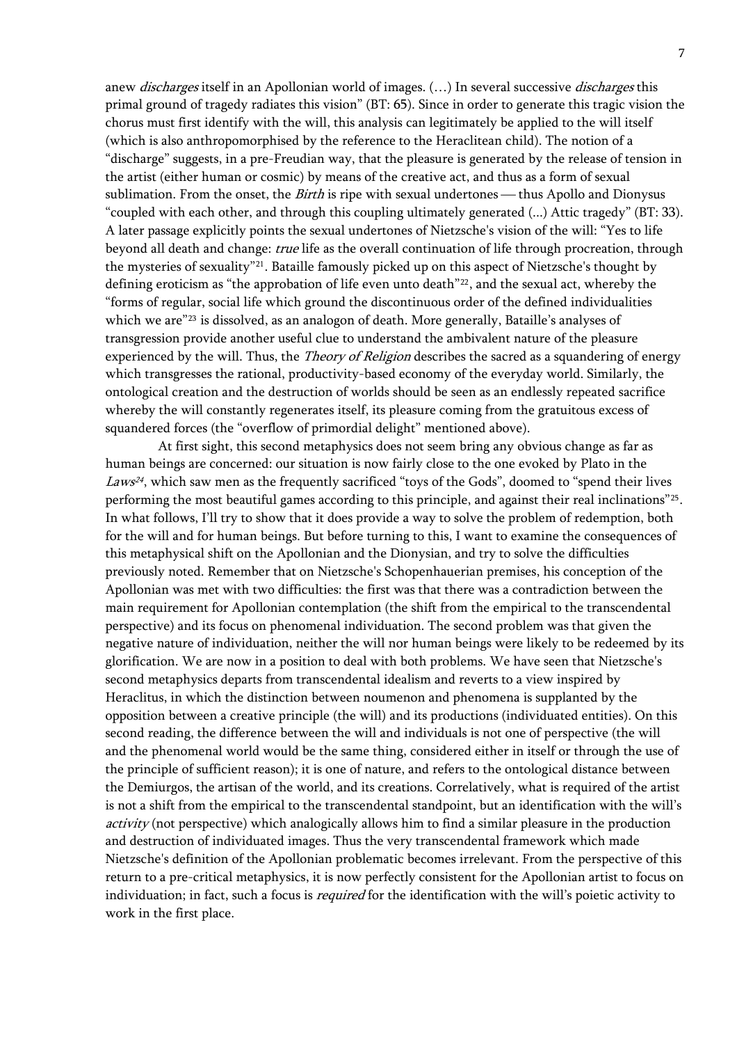anew *discharges* itself in an Apollonian world of images. (…) In several successive *discharges* this primal ground of tragedy radiates this vision" (BT: 65). Since in order to generate this tragic vision the chorus must first identify with the will, this analysis can legitimately be applied to the will itself (which is also anthropomorphised by the reference to the Heraclitean child). The notion of a "discharge" suggests, in a pre-Freudian way, that the pleasure is generated by the release of tension in the artist (either human or cosmic) by means of the creative act, and thus as a form of sexual sublimation. From the onset, the *Birth* is ripe with sexual undertones — thus Apollo and Dionysus "coupled with each other, and through this coupling ultimately generated (...) Attic tragedy" (BT: 33). A later passage explicitly points the sexual undertones of Nietzsche's vision of the will: "Yes to life beyond all death and change: *true* life as the overall continuation of life through procreation, through the mysteries of sexuality"[21]. Bataille famously picked up on this aspect of Nietzsche's thought by defining eroticism as "the approbation of life even unto death"[22], and the sexual act, whereby the "forms of regular, social life which ground the discontinuous order of the defined individualities which we are"[23] is dissolved, as an analogon of death. More generally, Bataille's analyses of transgression provide another useful clue to understand the ambivalent nature of the pleasure experienced by the will. Thus, the *Theory of Religion* describes the sacred as a squandering of energy which transgresses the rational, productivity-based economy of the everyday world. Similarly, the ontological creation and the destruction of worlds should be seen as an endlessly repeated sacrifice whereby the will constantly regenerates itself, its pleasure coming from the gratuitous excess of squandered forces (the "overflow of primordial delight" mentioned above).

At first sight, this second metaphysics does not seem bring any obvious change as far as human beings are concerned: our situation is now fairly close to the one evoked by Plato in the *Laws*[24], which saw men as the frequently sacrificed "toys of the Gods", doomed to "spend their lives performing the most beautiful games according to this principle, and against their real inclinations"[25]. In what follows, I'll try to show that it does provide a way to solve the problem of redemption, both for the will and for human beings. But before turning to this, I want to examine the consequences of this metaphysical shift on the Apollonian and the Dionysian, and try to solve the difficulties previously noted. Remember that on Nietzsche's Schopenhauerian premises, his conception of the Apollonian was met with two difficulties: the first was that there was a contradiction between the main requirement for Apollonian contemplation (the shift from the empirical to the transcendental perspective) and its focus on phenomenal individuation. The second problem was that given the negative nature of individuation, neither the will nor human beings were likely to be redeemed by its glorification. We are now in a position to deal with both problems. We have seen that Nietzsche's second metaphysics departs from transcendental idealism and reverts to a view inspired by Heraclitus, in which the distinction between noumenon and phenomena is supplanted by the opposition between a creative principle (the will) and its productions (individuated entities). On this second reading, the difference between the will and individuals is not one of perspective (the will and the phenomenal world would be the same thing, considered either in itself or through the use of the principle of sufficient reason); it is one of nature, and refers to the ontological distance between the Demiurgos, the artisan of the world, and its creations. Correlatively, what is required of the artist is not a shift from the empirical to the transcendental standpoint, but an identification with the will's *activity* (not perspective) which analogically allows him to find a similar pleasure in the production and destruction of individuated images. Thus the very transcendental framework which made Nietzsche's definition of the Apollonian problematic becomes irrelevant. From the perspective of this return to a pre-critical metaphysics, it is now perfectly consistent for the Apollonian artist to focus on individuation; in fact, such a focus is *required* for the identification with the will's poietic activity to work in the first place.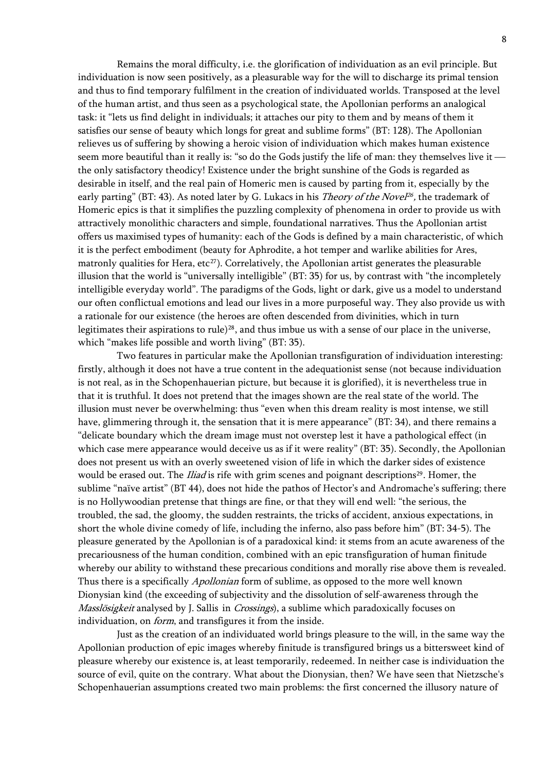Remains the moral difficulty, i.e. the glorification of individuation as an evil principle. But individuation is now seen positively, as a pleasurable way for the will to discharge its primal tension and thus to find temporary fulfilment in the creation of individuated worlds. Transposed at the level of the human artist, and thus seen as a psychological state, the Apollonian performs an analogical task: it "lets us find delight in individuals; it attaches our pity to them and by means of them it satisfies our sense of beauty which longs for great and sublime forms" (BT: 128). The Apollonian relieves us of suffering by showing a heroic vision of individuation which makes human existence seem more beautiful than it really is: "so do the Gods justify the life of man: they themselves live it — the only satisfactory theodicy! Existence under the bright sunshine of the Gods is regarded as desirable in itself, and the real pain of Homeric men is caused by parting from it, especially by the early parting" (BT: 43). As noted later by G. Lukacs in his *Theory of the Novel*[26], the trademark of Homeric epics is that it simplifies the puzzling complexity of phenomena in order to provide us with attractively monolithic characters and simple, foundational narratives. Thus the Apollonian artist offers us maximised types of humanity: each of the Gods is defined by a main characteristic, of which it is the perfect embodiment (beauty for Aphrodite, a hot temper and warlike abilities for Ares, matronly qualities for Hera, etc[27]). Correlatively, the Apollonian artist generates the pleasurable illusion that the world is "universally intelligible" (BT: 35) for us, by contrast with "the incompletely intelligible everyday world". The paradigms of the Gods, light or dark, give us a model to understand our often conflictual emotions and lead our lives in a more purposeful way. They also provide us with a rationale for our existence (the heroes are often descended from divinities, which in turn legitimates their aspirations to rule)[28], and thus imbue us with a sense of our place in the universe, which "makes life possible and worth living" (BT: 35).

Two features in particular make the Apollonian transfiguration of individuation interesting: firstly, although it does not have a true content in the adequationist sense (not because individuation is not real, as in the Schopenhauerian picture, but because it is glorified), it is nevertheless true in that it is truthful. It does not pretend that the images shown are the real state of the world. The illusion must never be overwhelming: thus "even when this dream reality is most intense, we still have, glimmering through it, the sensation that it is mere appearance" (BT: 34), and there remains a "delicate boundary which the dream image must not overstep lest it have a pathological effect (in which case mere appearance would deceive us as if it were reality" (BT: 35). Secondly, the Apollonian does not present us with an overly sweetened vision of life in which the darker sides of existence would be erased out. The *Iliad* is rife with grim scenes and poignant descriptions[29]. Homer, the sublime "naïve artist" (BT 44), does not hide the pathos of Hector's and Andromache's suffering; there is no Hollywoodian pretense that things are fine, or that they will end well: "the serious, the troubled, the sad, the gloomy, the sudden restraints, the tricks of accident, anxious expectations, in short the whole divine comedy of life, including the inferno, also pass before him" (BT: 34-5). The pleasure generated by the Apollonian is of a paradoxical kind: it stems from an acute awareness of the precariousness of the human condition, combined with an epic transfiguration of human finitude whereby our ability to withstand these precarious conditions and morally rise above them is revealed. Thus there is a specifically *Apollonian* form of sublime, as opposed to the more well known Dionysian kind (the exceeding of subjectivity and the dissolution of self-awareness through the *Masslösigkeit* analysed by J. Sallis in *Crossings*), a sublime which paradoxically focuses on individuation, on *form*, and transfigures it from the inside.

Just as the creation of an individuated world brings pleasure to the will, in the same way the Apollonian production of epic images whereby finitude is transfigured brings us a bittersweet kind of pleasure whereby our existence is, at least temporarily, redeemed. In neither case is individuation the source of evil, quite on the contrary. What about the Dionysian, then? We have seen that Nietzsche's Schopenhauerian assumptions created two main problems: the first concerned the illusory nature of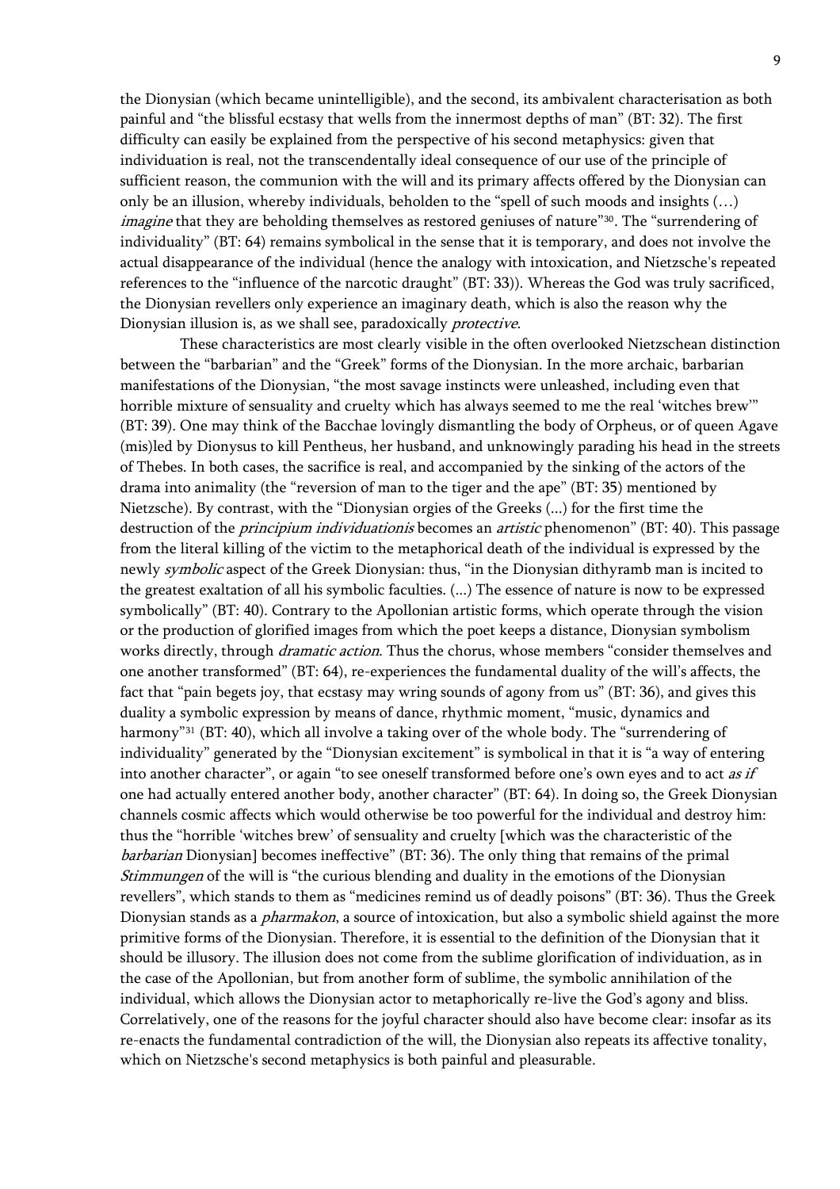the Dionysian (which became unintelligible), and the second, its ambivalent characterisation as both painful and "the blissful ecstasy that wells from the innermost depths of man" (BT: 32). The first difficulty can easily be explained from the perspective of his second metaphysics: given that individuation is real, not the transcendentally ideal consequence of our use of the principle of sufficient reason, the communion with the will and its primary affects offered by the Dionysian can only be an illusion, whereby individuals, beholden to the "spell of such moods and insights (…) *imagine* that they are beholding themselves as restored geniuses of nature"[30]. The "surrendering of individuality" (BT: 64) remains symbolical in the sense that it is temporary, and does not involve the actual disappearance of the individual (hence the analogy with intoxication, and Nietzsche's repeated references to the "influence of the narcotic draught" (BT: 33)). Whereas the God was truly sacrificed, the Dionysian revellers only experience an imaginary death, which is also the reason why the Dionysian illusion is, as we shall see, paradoxically *protective*.

These characteristics are most clearly visible in the often overlooked Nietzschean distinction between the "barbarian" and the "Greek" forms of the Dionysian. In the more archaic, barbarian manifestations of the Dionysian, "the most savage instincts were unleashed, including even that horrible mixture of sensuality and cruelty which has always seemed to me the real 'witches brew'" (BT: 39). One may think of the Bacchae lovingly dismantling the body of Orpheus, or of queen Agave (mis)led by Dionysus to kill Pentheus, her husband, and unknowingly parading his head in the streets of Thebes. In both cases, the sacrifice is real, and accompanied by the sinking of the actors of the drama into animality (the "reversion of man to the tiger and the ape" (BT: 35) mentioned by Nietzsche). By contrast, with the "Dionysian orgies of the Greeks (...) for the first time the destruction of the *principium individuationis* becomes an *artistic* phenomenon" (BT: 40). This passage from the literal killing of the victim to the metaphorical death of the individual is expressed by the newly *symbolic* aspect of the Greek Dionysian: thus, "in the Dionysian dithyramb man is incited to the greatest exaltation of all his symbolic faculties. (...) The essence of nature is now to be expressed symbolically" (BT: 40). Contrary to the Apollonian artistic forms, which operate through the vision or the production of glorified images from which the poet keeps a distance, Dionysian symbolism works directly, through *dramatic action*. Thus the chorus, whose members "consider themselves and one another transformed" (BT: 64), re-experiences the fundamental duality of the will's affects, the fact that "pain begets joy, that ecstasy may wring sounds of agony from us" (BT: 36), and gives this duality a symbolic expression by means of dance, rhythmic moment, "music, dynamics and harmony"[31] (BT: 40), which all involve a taking over of the whole body. The "surrendering of individuality" generated by the "Dionysian excitement" is symbolical in that it is "a way of entering into another character", or again "to see oneself transformed before one's own eyes and to act *as if* one had actually entered another body, another character" (BT: 64). In doing so, the Greek Dionysian channels cosmic affects which would otherwise be too powerful for the individual and destroy him: thus the "horrible 'witches brew' of sensuality and cruelty [which was the characteristic of the *barbarian* Dionysian] becomes ineffective" (BT: 36). The only thing that remains of the primal *Stimmungen* of the will is "the curious blending and duality in the emotions of the Dionysian revellers", which stands to them as "medicines remind us of deadly poisons" (BT: 36). Thus the Greek Dionysian stands as a *pharmakon*, a source of intoxication, but also a symbolic shield against the more primitive forms of the Dionysian. Therefore, it is essential to the definition of the Dionysian that it should be illusory. The illusion does not come from the sublime glorification of individuation, as in the case of the Apollonian, but from another form of sublime, the symbolic annihilation of the individual, which allows the Dionysian actor to metaphorically re-live the God's agony and bliss. Correlatively, one of the reasons for the joyful character should also have become clear: insofar as its re-enacts the fundamental contradiction of the will, the Dionysian also repeats its affective tonality, which on Nietzsche's second metaphysics is both painful and pleasurable.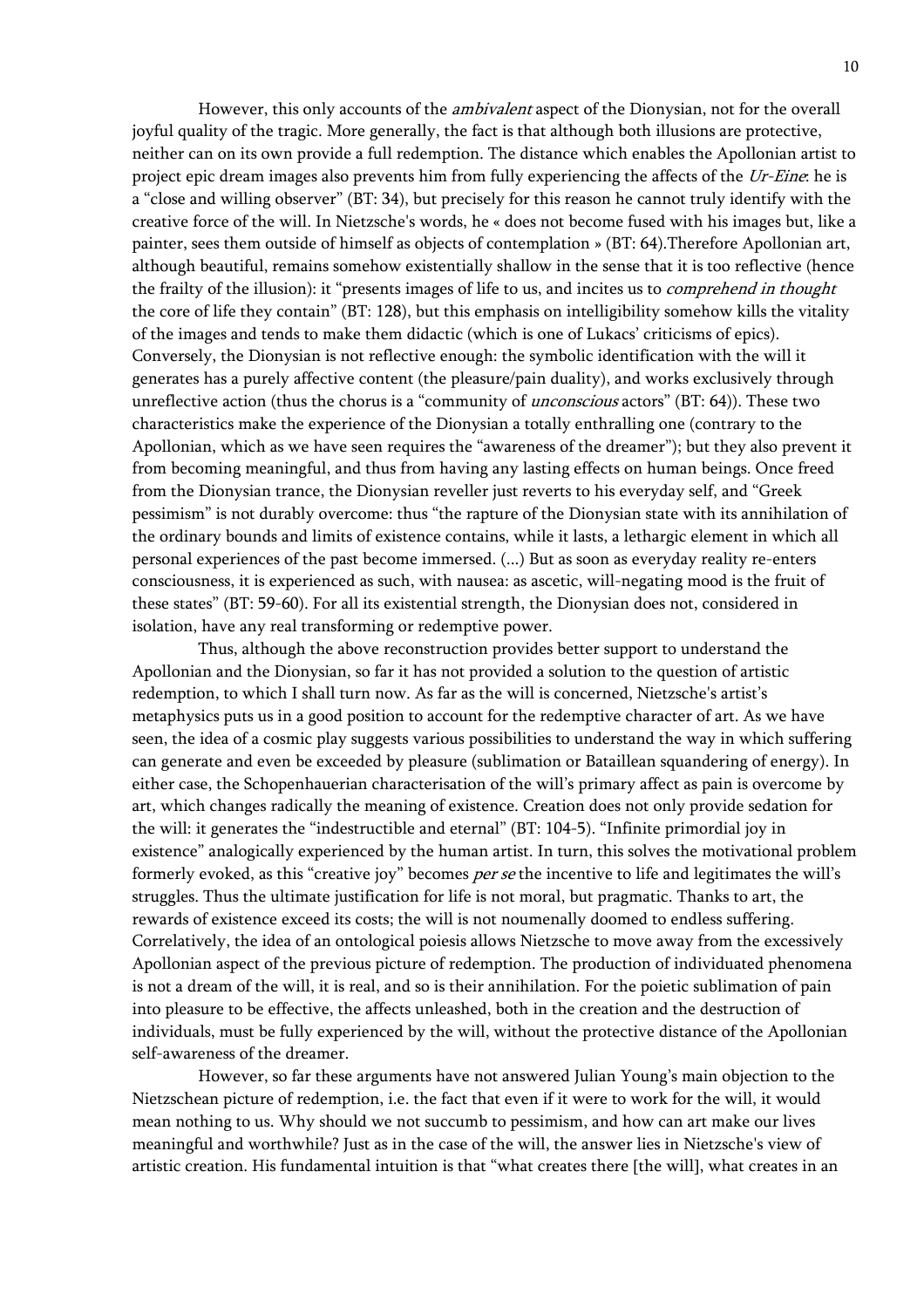However, this only accounts of the *ambivalent* aspect of the Dionysian, not for the overall joyful quality of the tragic. More generally, the fact is that although both illusions are protective, neither can on its own provide a full redemption. The distance which enables the Apollonian artist to project epic dream images also prevents him from fully experiencing the affects of the *Ur-Eine*: he is a "close and willing observer" (BT: 34), but precisely for this reason he cannot truly identify with the creative force of the will. In Nietzsche's words, he « does not become fused with his images but, like a painter, sees them outside of himself as objects of contemplation » (BT: 64).Therefore Apollonian art, although beautiful, remains somehow existentially shallow in the sense that it is too reflective (hence the frailty of the illusion): it "presents images of life to us, and incites us to *comprehend in thought* the core of life they contain" (BT: 128), but this emphasis on intelligibility somehow kills the vitality of the images and tends to make them didactic (which is one of Lukacs' criticisms of epics). Conversely, the Dionysian is not reflective enough: the symbolic identification with the will it generates has a purely affective content (the pleasure/pain duality), and works exclusively through unreflective action (thus the chorus is a "community of *unconscious* actors" (BT: 64)). These two characteristics make the experience of the Dionysian a totally enthralling one (contrary to the Apollonian, which as we have seen requires the "awareness of the dreamer"); but they also prevent it from becoming meaningful, and thus from having any lasting effects on human beings. Once freed from the Dionysian trance, the Dionysian reveller just reverts to his everyday self, and "Greek pessimism" is not durably overcome: thus "the rapture of the Dionysian state with its annihilation of the ordinary bounds and limits of existence contains, while it lasts, a lethargic element in which all personal experiences of the past become immersed. (...) But as soon as everyday reality re-enters consciousness, it is experienced as such, with nausea: as ascetic, will-negating mood is the fruit of these states" (BT: 59-60). For all its existential strength, the Dionysian does not, considered in isolation, have any real transforming or redemptive power.

Thus, although the above reconstruction provides better support to understand the Apollonian and the Dionysian, so far it has not provided a solution to the question of artistic redemption, to which I shall turn now. As far as the will is concerned, Nietzsche's artist's metaphysics puts us in a good position to account for the redemptive character of art. As we have seen, the idea of a cosmic play suggests various possibilities to understand the way in which suffering can generate and even be exceeded by pleasure (sublimation or Bataillean squandering of energy). In either case, the Schopenhauerian characterisation of the will's primary affect as pain is overcome by art, which changes radically the meaning of existence. Creation does not only provide sedation for the will: it generates the "indestructible and eternal" (BT: 104-5). "Infinite primordial joy in existence" analogically experienced by the human artist. In turn, this solves the motivational problem formerly evoked, as this "creative joy" becomes *per se* the incentive to life and legitimates the will's struggles. Thus the ultimate justification for life is not moral, but pragmatic. Thanks to art, the rewards of existence exceed its costs; the will is not noumenally doomed to endless suffering. Correlatively, the idea of an ontological poiesis allows Nietzsche to move away from the excessively Apollonian aspect of the previous picture of redemption. The production of individuated phenomena is not a dream of the will, it is real, and so is their annihilation. For the poietic sublimation of pain into pleasure to be effective, the affects unleashed, both in the creation and the destruction of individuals, must be fully experienced by the will, without the protective distance of the Apollonian self-awareness of the dreamer.

However, so far these arguments have not answered Julian Young's main objection to the Nietzschean picture of redemption, i.e. the fact that even if it were to work for the will, it would mean nothing to us. Why should we not succumb to pessimism, and how can art make our lives meaningful and worthwhile? Just as in the case of the will, the answer lies in Nietzsche's view of artistic creation. His fundamental intuition is that "what creates there [the will], what creates in an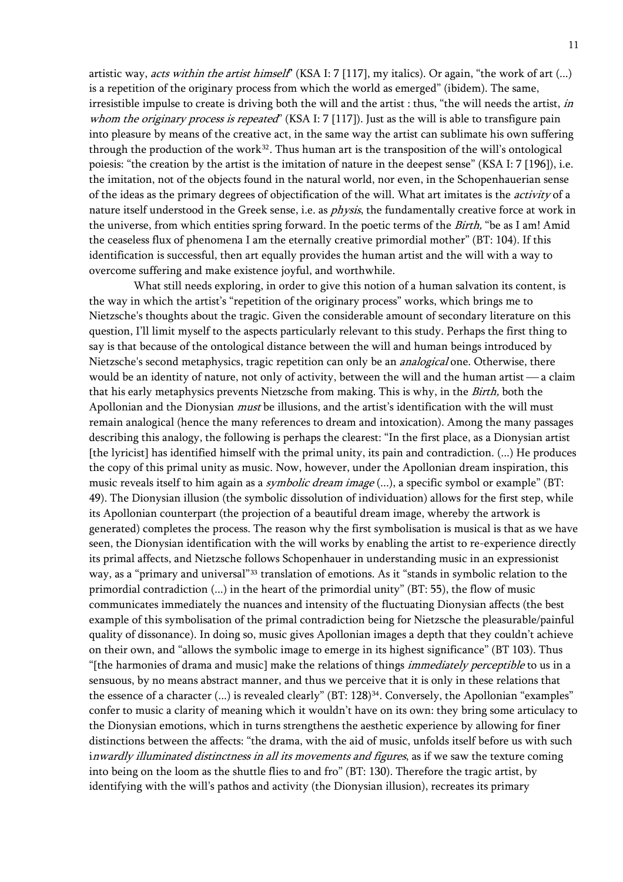artistic way, *acts within the artist himself*" (KSA I: 7 [117], my italics). Or again, "the work of art (...) is a repetition of the originary process from which the world as emerged" (ibidem). The same, irresistible impulse to create is driving both the will and the artist : thus, "the will needs the artist, *in whom the originary process is repeated*" (KSA I: 7 [117]). Just as the will is able to transfigure pain into pleasure by means of the creative act, in the same way the artist can sublimate his own suffering through the production of the work[32]. Thus human art is the transposition of the will's ontological poiesis: "the creation by the artist is the imitation of nature in the deepest sense" (KSA I: 7 [196]), i.e. the imitation, not of the objects found in the natural world, nor even, in the Schopenhauerian sense of the ideas as the primary degrees of objectification of the will. What art imitates is the *activity* of a nature itself understood in the Greek sense, i.e. as *physis*, the fundamentally creative force at work in the universe, from which entities spring forward. In the poetic terms of the *Birth,* "be as I am! Amid the ceaseless flux of phenomena I am the eternally creative primordial mother" (BT: 104). If this identification is successful, then art equally provides the human artist and the will with a way to overcome suffering and make existence joyful, and worthwhile.

What still needs exploring, in order to give this notion of a human salvation its content, is the way in which the artist's "repetition of the originary process" works, which brings me to Nietzsche's thoughts about the tragic. Given the considerable amount of secondary literature on this question, I'll limit myself to the aspects particularly relevant to this study. Perhaps the first thing to say is that because of the ontological distance between the will and human beings introduced by Nietzsche's second metaphysics, tragic repetition can only be an *analogical* one. Otherwise, there would be an identity of nature, not only of activity, between the will and the human artist — a claim that his early metaphysics prevents Nietzsche from making. This is why, in the *Birth,* both the Apollonian and the Dionysian *must* be illusions, and the artist's identification with the will must remain analogical (hence the many references to dream and intoxication). Among the many passages describing this analogy, the following is perhaps the clearest: "In the first place, as a Dionysian artist [the lyricist] has identified himself with the primal unity, its pain and contradiction. (...) He produces the copy of this primal unity as music. Now, however, under the Apollonian dream inspiration, this music reveals itself to him again as a *symbolic dream image* (...), a specific symbol or example" (BT: 49). The Dionysian illusion (the symbolic dissolution of individuation) allows for the first step, while its Apollonian counterpart (the projection of a beautiful dream image, whereby the artwork is generated) completes the process. The reason why the first symbolisation is musical is that as we have seen, the Dionysian identification with the will works by enabling the artist to re-experience directly its primal affects, and Nietzsche follows Schopenhauer in understanding music in an expressionist way, as a "primary and universal"[33] translation of emotions. As it "stands in symbolic relation to the primordial contradiction (...) in the heart of the primordial unity" (BT: 55), the flow of music communicates immediately the nuances and intensity of the fluctuating Dionysian affects (the best example of this symbolisation of the primal contradiction being for Nietzsche the pleasurable/painful quality of dissonance). In doing so, music gives Apollonian images a depth that they couldn't achieve on their own, and "allows the symbolic image to emerge in its highest significance" (BT 103). Thus "[the harmonies of drama and music] make the relations of things *immediately perceptible* to us in a sensuous, by no means abstract manner, and thus we perceive that it is only in these relations that the essence of a character (...) is revealed clearly" (BT: 128)[34]. Conversely, the Apollonian "examples" confer to music a clarity of meaning which it wouldn't have on its own: they bring some articulacy to the Dionysian emotions, which in turns strengthens the aesthetic experience by allowing for finer distinctions between the affects: "the drama, with the aid of music, unfolds itself before us with such i*nwardly illuminated distinctness in all its movements and figures*, as if we saw the texture coming into being on the loom as the shuttle flies to and fro" (BT: 130). Therefore the tragic artist, by identifying with the will's pathos and activity (the Dionysian illusion), recreates its primary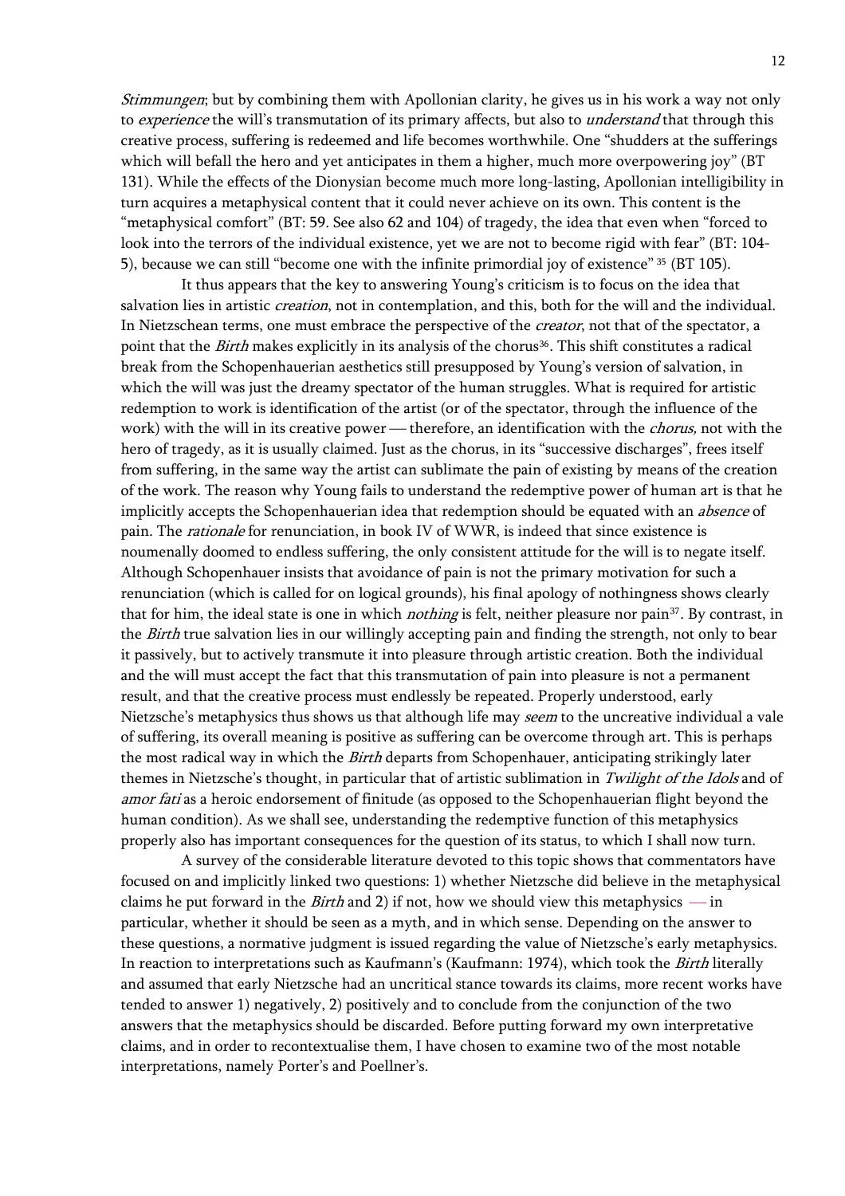*Stimmungen*; but by combining them with Apollonian clarity, he gives us in his work a way not only to *experience* the will's transmutation of its primary affects, but also to *understand* that through this creative process, suffering is redeemed and life becomes worthwhile. One "shudders at the sufferings which will befall the hero and yet anticipates in them a higher, much more overpowering joy" (BT 131). While the effects of the Dionysian become much more long-lasting, Apollonian intelligibility in turn acquires a metaphysical content that it could never achieve on its own. This content is the "metaphysical comfort" (BT: 59. See also 62 and 104) of tragedy, the idea that even when "forced to look into the terrors of the individual existence, yet we are not to become rigid with fear" (BT: 104-5), because we can still "become one with the infinite primordial joy of existence" [35] (BT 105).

It thus appears that the key to answering Young's criticism is to focus on the idea that salvation lies in artistic *creation*, not in contemplation, and this, both for the will and the individual. In Nietzschean terms, one must embrace the perspective of the *creator*, not that of the spectator, a point that the *Birth* makes explicitly in its analysis of the chorus[36]. This shift constitutes a radical break from the Schopenhauerian aesthetics still presupposed by Young's version of salvation, in which the will was just the dreamy spectator of the human struggles. What is required for artistic redemption to work is identification of the artist (or of the spectator, through the influence of the work) with the will in its creative power — therefore, an identification with the *chorus,* not with the hero of tragedy, as it is usually claimed. Just as the chorus, in its "successive discharges", frees itself from suffering, in the same way the artist can sublimate the pain of existing by means of the creation of the work. The reason why Young fails to understand the redemptive power of human art is that he implicitly accepts the Schopenhauerian idea that redemption should be equated with an *absence* of pain. The *rationale* for renunciation, in book IV of WWR, is indeed that since existence is noumenally doomed to endless suffering, the only consistent attitude for the will is to negate itself. Although Schopenhauer insists that avoidance of pain is not the primary motivation for such a renunciation (which is called for on logical grounds), his final apology of nothingness shows clearly that for him, the ideal state is one in which *nothing* is felt, neither pleasure nor pain[37]. By contrast, in the *Birth* true salvation lies in our willingly accepting pain and finding the strength, not only to bear it passively, but to actively transmute it into pleasure through artistic creation. Both the individual and the will must accept the fact that this transmutation of pain into pleasure is not a permanent result, and that the creative process must endlessly be repeated. Properly understood, early Nietzsche's metaphysics thus shows us that although life may *seem* to the uncreative individual a vale of suffering, its overall meaning is positive as suffering can be overcome through art. This is perhaps the most radical way in which the *Birth* departs from Schopenhauer, anticipating strikingly later themes in Nietzsche's thought, in particular that of artistic sublimation in *Twilight of the Idols* and of *amor fati* as a heroic endorsement of finitude (as opposed to the Schopenhauerian flight beyond the human condition). As we shall see, understanding the redemptive function of this metaphysics properly also has important consequences for the question of its status, to which I shall now turn.

A survey of the considerable literature devoted to this topic shows that commentators have focused on and implicitly linked two questions: 1) whether Nietzsche did believe in the metaphysical claims he put forward in the *Birth* and 2) if not, how we should view this metaphysics — in particular, whether it should be seen as a myth, and in which sense. Depending on the answer to these questions, a normative judgment is issued regarding the value of Nietzsche's early metaphysics. In reaction to interpretations such as Kaufmann's (Kaufmann: 1974), which took the *Birth* literally and assumed that early Nietzsche had an uncritical stance towards its claims, more recent works have tended to answer 1) negatively, 2) positively and to conclude from the conjunction of the two answers that the metaphysics should be discarded. Before putting forward my own interpretative claims, and in order to recontextualise them, I have chosen to examine two of the most notable interpretations, namely Porter's and Poellner's.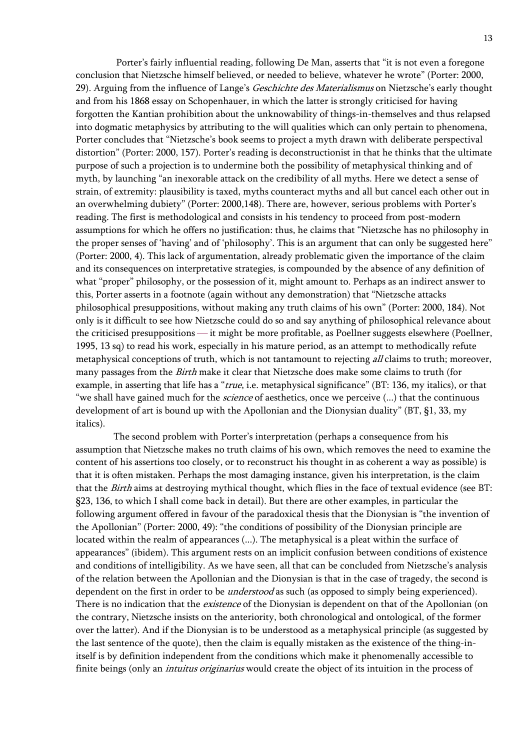Porter's fairly influential reading, following De Man, asserts that "it is not even a foregone conclusion that Nietzsche himself believed, or needed to believe, whatever he wrote" (Porter: 2000, 29). Arguing from the influence of Lange's *Geschichte des Materialismus* on Nietzsche's early thought and from his 1868 essay on Schopenhauer, in which the latter is strongly criticised for having forgotten the Kantian prohibition about the unknowability of things-in-themselves and thus relapsed into dogmatic metaphysics by attributing to the will qualities which can only pertain to phenomena, Porter concludes that "Nietzsche's book seems to project a myth drawn with deliberate perspectival distortion" (Porter: 2000, 157). Porter's reading is deconstructionist in that he thinks that the ultimate purpose of such a projection is to undermine both the possibility of metaphysical thinking and of myth, by launching "an inexorable attack on the credibility of all myths. Here we detect a sense of strain, of extremity: plausibility is taxed, myths counteract myths and all but cancel each other out in an overwhelming dubiety" (Porter: 2000,148). There are, however, serious problems with Porter's reading. The first is methodological and consists in his tendency to proceed from post-modern assumptions for which he offers no justification: thus, he claims that "Nietzsche has no philosophy in the proper senses of 'having' and of 'philosophy'. This is an argument that can only be suggested here" (Porter: 2000, 4). This lack of argumentation, already problematic given the importance of the claim and its consequences on interpretative strategies, is compounded by the absence of any definition of what "proper" philosophy, or the possession of it, might amount to. Perhaps as an indirect answer to this, Porter asserts in a footnote (again without any demonstration) that "Nietzsche attacks philosophical presuppositions, without making any truth claims of his own" (Porter: 2000, 184). Not only is it difficult to see how Nietzsche could do so and say anything of philosophical relevance about the criticised presuppositions — it might be more profitable, as Poellner suggests elsewhere (Poellner, 1995, 13 sq) to read his work, especially in his mature period, as an attempt to methodically refute metaphysical conceptions of truth, which is not tantamount to rejecting *all* claims to truth; moreover, many passages from the *Birth* make it clear that Nietzsche does make some claims to truth (for example, in asserting that life has a "*true*, i.e. metaphysical significance" (BT: 136, my italics), or that "we shall have gained much for the *science* of aesthetics, once we perceive (...) that the continuous development of art is bound up with the Apollonian and the Dionysian duality" (BT, §1, 33, my italics).

The second problem with Porter's interpretation (perhaps a consequence from his assumption that Nietzsche makes no truth claims of his own, which removes the need to examine the content of his assertions too closely, or to reconstruct his thought in as coherent a way as possible) is that it is often mistaken. Perhaps the most damaging instance, given his interpretation, is the claim that the *Birth* aims at destroying mythical thought, which flies in the face of textual evidence (see BT: §23, 136, to which I shall come back in detail). But there are other examples, in particular the following argument offered in favour of the paradoxical thesis that the Dionysian is "the invention of the Apollonian" (Porter: 2000, 49): "the conditions of possibility of the Dionysian principle are located within the realm of appearances (...). The metaphysical is a pleat within the surface of appearances" (ibidem). This argument rests on an implicit confusion between conditions of existence and conditions of intelligibility. As we have seen, all that can be concluded from Nietzsche's analysis of the relation between the Apollonian and the Dionysian is that in the case of tragedy, the second is dependent on the first in order to be *understood* as such (as opposed to simply being experienced). There is no indication that the *existence* of the Dionysian is dependent on that of the Apollonian (on the contrary, Nietzsche insists on the anteriority, both chronological and ontological, of the former over the latter). And if the Dionysian is to be understood as a metaphysical principle (as suggested by the last sentence of the quote), then the claim is equally mistaken as the existence of the thing-in-itself is by definition independent from the conditions which make it phenomenally accessible to finite beings (only an *intuitus originarius* would create the object of its intuition in the process of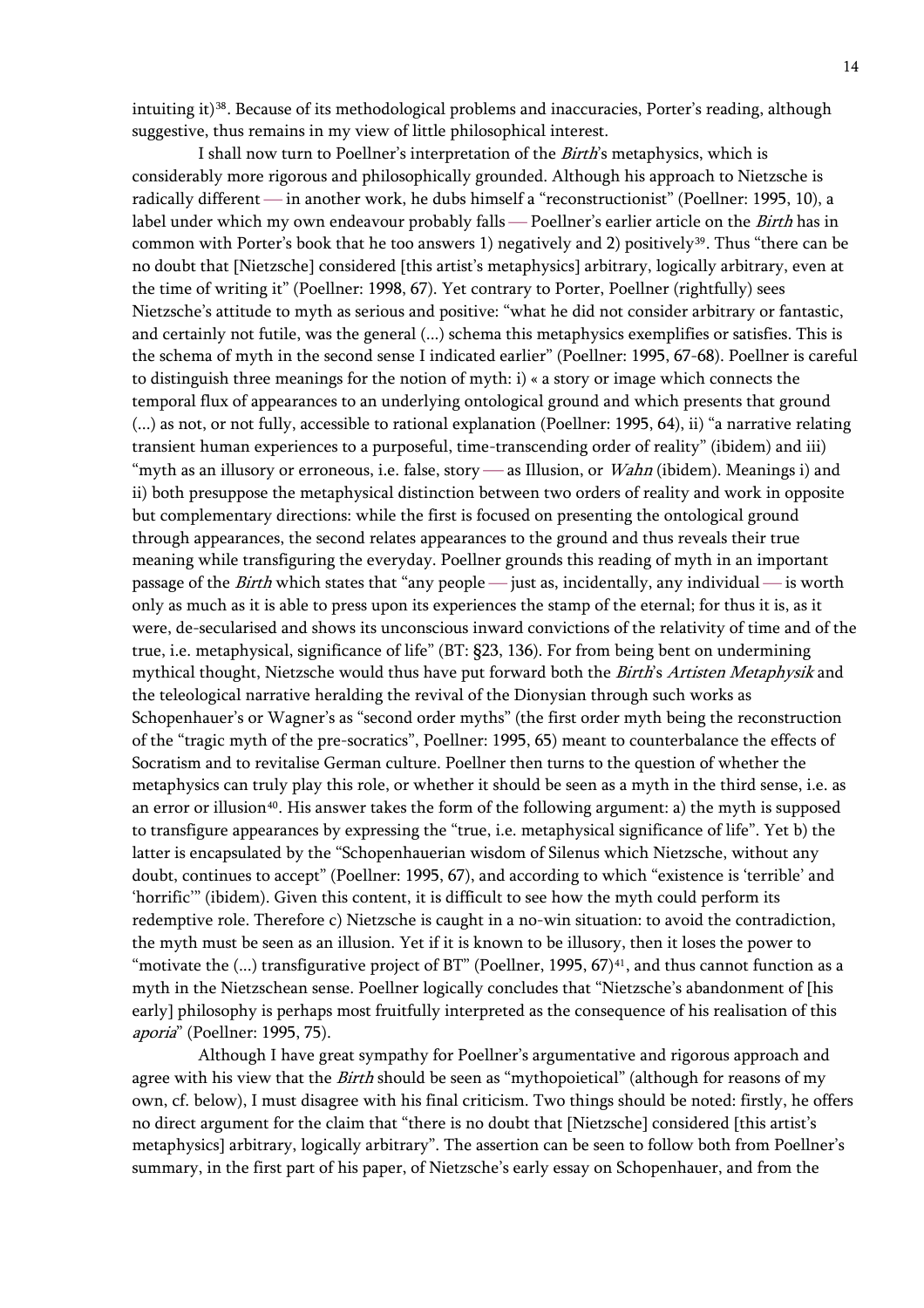intuiting it)[38]. Because of its methodological problems and inaccuracies, Porter's reading, although suggestive, thus remains in my view of little philosophical interest.

I shall now turn to Poellner's interpretation of the *Birth*'s metaphysics, which is considerably more rigorous and philosophically grounded. Although his approach to Nietzsche is radically different — in another work, he dubs himself a "reconstructionist" (Poellner: 1995, 10), a label under which my own endeavour probably falls — Poellner's earlier article on the *Birth* has in common with Porter's book that he too answers 1) negatively and 2) positively[39]. Thus "there can be no doubt that [Nietzsche] considered [this artist's metaphysics] arbitrary, logically arbitrary, even at the time of writing it" (Poellner: 1998, 67). Yet contrary to Porter, Poellner (rightfully) sees Nietzsche's attitude to myth as serious and positive: "what he did not consider arbitrary or fantastic, and certainly not futile, was the general (...) schema this metaphysics exemplifies or satisfies. This is the schema of myth in the second sense I indicated earlier" (Poellner: 1995, 67-68). Poellner is careful to distinguish three meanings for the notion of myth: i) « a story or image which connects the temporal flux of appearances to an underlying ontological ground and which presents that ground (...) as not, or not fully, accessible to rational explanation (Poellner: 1995, 64), ii) "a narrative relating transient human experiences to a purposeful, time-transcending order of reality" (ibidem) and iii) "myth as an illusory or erroneous, i.e. false, story — as Illusion, or *Wahn* (ibidem). Meanings i) and ii) both presuppose the metaphysical distinction between two orders of reality and work in opposite but complementary directions: while the first is focused on presenting the ontological ground through appearances, the second relates appearances to the ground and thus reveals their true meaning while transfiguring the everyday. Poellner grounds this reading of myth in an important passage of the *Birth* which states that "any people — just as, incidentally, any individual — is worth only as much as it is able to press upon its experiences the stamp of the eternal; for thus it is, as it were, de-secularised and shows its unconscious inward convictions of the relativity of time and of the true, i.e. metaphysical, significance of life" (BT: §23, 136). For from being bent on undermining mythical thought, Nietzsche would thus have put forward both the *Birth*'s *Artisten Metaphysik* and the teleological narrative heralding the revival of the Dionysian through such works as Schopenhauer's or Wagner's as "second order myths" (the first order myth being the reconstruction of the "tragic myth of the pre-socratics", Poellner: 1995, 65) meant to counterbalance the effects of Socratism and to revitalise German culture. Poellner then turns to the question of whether the metaphysics can truly play this role, or whether it should be seen as a myth in the third sense, i.e. as an error or illusion[40]. His answer takes the form of the following argument: a) the myth is supposed to transfigure appearances by expressing the "true, i.e. metaphysical significance of life". Yet b) the latter is encapsulated by the "Schopenhauerian wisdom of Silenus which Nietzsche, without any doubt, continues to accept" (Poellner: 1995, 67), and according to which "existence is 'terrible' and 'horrific'" (ibidem). Given this content, it is difficult to see how the myth could perform its redemptive role. Therefore c) Nietzsche is caught in a no-win situation: to avoid the contradiction, the myth must be seen as an illusion. Yet if it is known to be illusory, then it loses the power to "motivate the (...) transfigurative project of BT" (Poellner, 1995, 67)[41], and thus cannot function as a myth in the Nietzschean sense. Poellner logically concludes that "Nietzsche's abandonment of [his early] philosophy is perhaps most fruitfully interpreted as the consequence of his realisation of this *aporia*" (Poellner: 1995, 75).

Although I have great sympathy for Poellner's argumentative and rigorous approach and agree with his view that the *Birth* should be seen as "mythopoietical" (although for reasons of my own, cf. below), I must disagree with his final criticism. Two things should be noted: firstly, he offers no direct argument for the claim that "there is no doubt that [Nietzsche] considered [this artist's metaphysics] arbitrary, logically arbitrary". The assertion can be seen to follow both from Poellner's summary, in the first part of his paper, of Nietzsche's early essay on Schopenhauer, and from the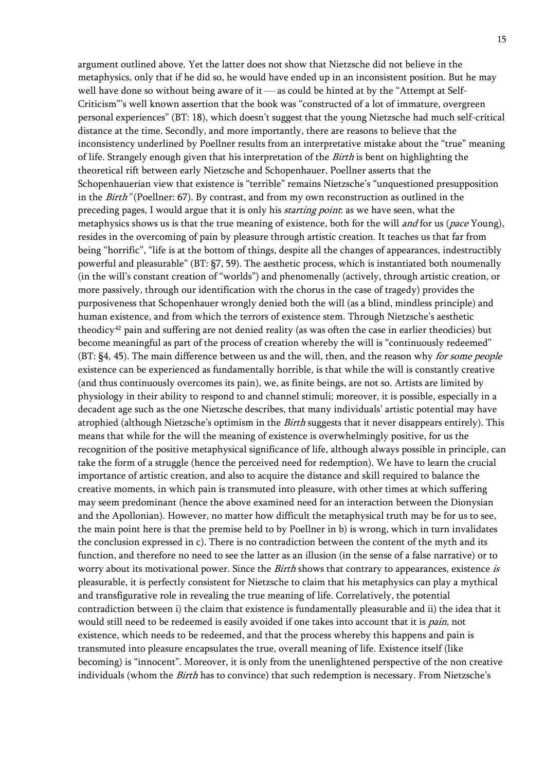argument outlined above. Yet the latter does not show that Nietzsche did not believe in the metaphysics, only that if he did so, he would have ended up in an inconsistent position. But he may well have done so without being aware of it — as could be hinted at by the "Attempt at Self-Criticism"'s well known assertion that the book was "constructed of a lot of immature, overgreen personal experiences" (BT: 18), which doesn't suggest that the young Nietzsche had much self-critical distance at the time. Secondly, and more importantly, there are reasons to believe that the inconsistency underlined by Poellner results from an interpretative mistake about the "true" meaning of life. Strangely enough given that his interpretation of the *Birth* is bent on highlighting the theoretical rift between early Nietzsche and Schopenhauer, Poellner asserts that the Schopenhauerian view that existence is "terrible" remains Nietzsche's "unquestioned presupposition in the *Birth"* (Poellner: 67). By contrast, and from my own reconstruction as outlined in the preceding pages, I would argue that it is only his *starting point*: as we have seen, what the metaphysics shows us is that the true meaning of existence, both for the will *and* for us (*pace* Young), resides in the overcoming of pain by pleasure through artistic creation. It teaches us that far from being "horrific", "life is at the bottom of things, despite all the changes of appearances, indestructibly powerful and pleasurable" (BT: §7, 59). The aesthetic process, which is instantiated both noumenally (in the will's constant creation of "worlds") and phenomenally (actively, through artistic creation, or more passively, through our identification with the chorus in the case of tragedy) provides the purposiveness that Schopenhauer wrongly denied both the will (as a blind, mindless principle) and human existence, and from which the terrors of existence stem. Through Nietzsche's aesthetic theodicy[42] pain and suffering are not denied reality (as was often the case in earlier theodicies) but become meaningful as part of the process of creation whereby the will is "continuously redeemed" (BT: §4, 45). The main difference between us and the will, then, and the reason why *for some people* existence can be experienced as fundamentally horrible, is that while the will is constantly creative (and thus continuously overcomes its pain), we, as finite beings, are not so. Artists are limited by physiology in their ability to respond to and channel stimuli; moreover, it is possible, especially in a decadent age such as the one Nietzsche describes, that many individuals' artistic potential may have atrophied (although Nietzsche's optimism in the *Birth* suggests that it never disappears entirely). This means that while for the will the meaning of existence is overwhelmingly positive, for us the recognition of the positive metaphysical significance of life, although always possible in principle, can take the form of a struggle (hence the perceived need for redemption). We have to learn the crucial importance of artistic creation, and also to acquire the distance and skill required to balance the creative moments, in which pain is transmuted into pleasure, with other times at which suffering may seem predominant (hence the above examined need for an interaction between the Dionysian and the Apollonian). However, no matter how difficult the metaphysical truth may be for us to see, the main point here is that the premise held to by Poellner in b) is wrong, which in turn invalidates the conclusion expressed in c). There is no contradiction between the content of the myth and its function, and therefore no need to see the latter as an illusion (in the sense of a false narrative) or to worry about its motivational power. Since the *Birth* shows that contrary to appearances, existence *is* pleasurable, it is perfectly consistent for Nietzsche to claim that his metaphysics can play a mythical and transfigurative role in revealing the true meaning of life. Correlatively, the potential contradiction between i) the claim that existence is fundamentally pleasurable and ii) the idea that it would still need to be redeemed is easily avoided if one takes into account that it is *pain,* not existence, which needs to be redeemed, and that the process whereby this happens and pain is transmuted into pleasure encapsulates the true, overall meaning of life. Existence itself (like becoming) is "innocent". Moreover, it is only from the unenlightened perspective of the non creative individuals (whom the *Birth* has to convince) that such redemption is necessary. From Nietzsche's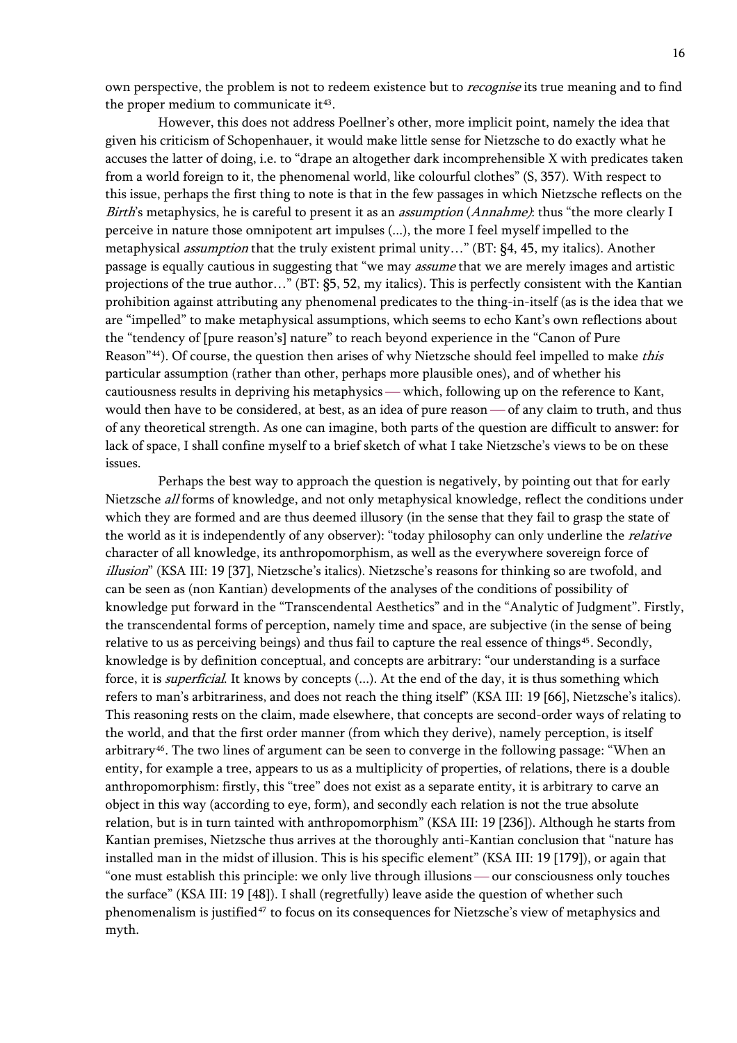own perspective, the problem is not to redeem existence but to *recognise* its true meaning and to find the proper medium to communicate it[43].

However, this does not address Poellner's other, more implicit point, namely the idea that given his criticism of Schopenhauer, it would make little sense for Nietzsche to do exactly what he accuses the latter of doing, i.e. to "drape an altogether dark incomprehensible X with predicates taken from a world foreign to it, the phenomenal world, like colourful clothes" (S, 357). With respect to this issue, perhaps the first thing to note is that in the few passages in which Nietzsche reflects on the *Birth*'s metaphysics, he is careful to present it as an *assumption* (*Annahme)*: thus "the more clearly I perceive in nature those omnipotent art impulses (...), the more I feel myself impelled to the metaphysical *assumption* that the truly existent primal unity…" (BT: §4, 45, my italics). Another passage is equally cautious in suggesting that "we may *assume* that we are merely images and artistic projections of the true author…" (BT: §5, 52, my italics). This is perfectly consistent with the Kantian prohibition against attributing any phenomenal predicates to the thing-in-itself (as is the idea that we are "impelled" to make metaphysical assumptions, which seems to echo Kant's own reflections about the "tendency of [pure reason's] nature" to reach beyond experience in the "Canon of Pure Reason"[44]). Of course, the question then arises of why Nietzsche should feel impelled to make *this* particular assumption (rather than other, perhaps more plausible ones), and of whether his cautiousness results in depriving his metaphysics — which, following up on the reference to Kant, would then have to be considered, at best, as an idea of pure reason — of any claim to truth, and thus of any theoretical strength. As one can imagine, both parts of the question are difficult to answer: for lack of space, I shall confine myself to a brief sketch of what I take Nietzsche's views to be on these issues.

Perhaps the best way to approach the question is negatively, by pointing out that for early Nietzsche *all* forms of knowledge, and not only metaphysical knowledge, reflect the conditions under which they are formed and are thus deemed illusory (in the sense that they fail to grasp the state of the world as it is independently of any observer): "today philosophy can only underline the *relative* character of all knowledge, its anthropomorphism, as well as the everywhere sovereign force of *illusion*" (KSA III: 19 [37], Nietzsche's italics). Nietzsche's reasons for thinking so are twofold, and can be seen as (non Kantian) developments of the analyses of the conditions of possibility of knowledge put forward in the "Transcendental Aesthetics" and in the "Analytic of Judgment". Firstly, the transcendental forms of perception, namely time and space, are subjective (in the sense of being relative to us as perceiving beings) and thus fail to capture the real essence of things[45]. Secondly, knowledge is by definition conceptual, and concepts are arbitrary: "our understanding is a surface force, it is *superficial*. It knows by concepts (...). At the end of the day, it is thus something which refers to man's arbitrariness, and does not reach the thing itself" (KSA III: 19 [66], Nietzsche's italics). This reasoning rests on the claim, made elsewhere, that concepts are second-order ways of relating to the world, and that the first order manner (from which they derive), namely perception, is itself arbitrary[46]. The two lines of argument can be seen to converge in the following passage: "When an entity, for example a tree, appears to us as a multiplicity of properties, of relations, there is a double anthropomorphism: firstly, this "tree" does not exist as a separate entity, it is arbitrary to carve an object in this way (according to eye, form), and secondly each relation is not the true absolute relation, but is in turn tainted with anthropomorphism" (KSA III: 19 [236]). Although he starts from Kantian premises, Nietzsche thus arrives at the thoroughly anti-Kantian conclusion that "nature has installed man in the midst of illusion. This is his specific element" (KSA III: 19 [179]), or again that "one must establish this principle: we only live through illusions — our consciousness only touches the surface" (KSA III: 19 [48]). I shall (regretfully) leave aside the question of whether such phenomenalism is justified[47] to focus on its consequences for Nietzsche's view of metaphysics and myth.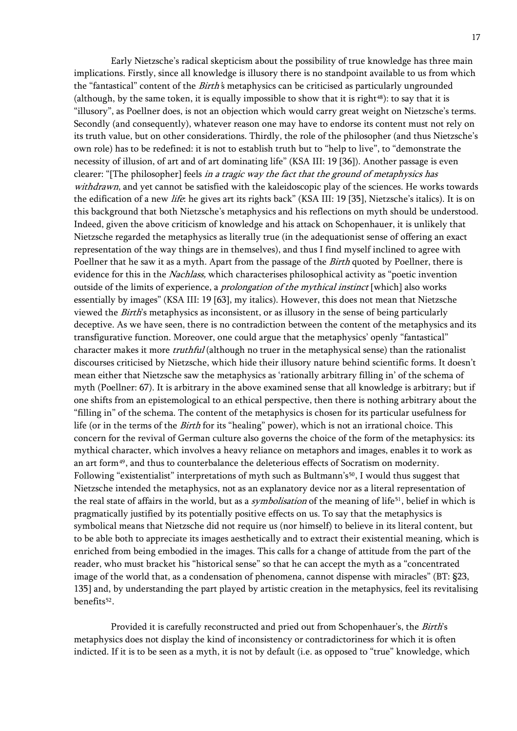Early Nietzsche's radical skepticism about the possibility of true knowledge has three main implications. Firstly, since all knowledge is illusory there is no standpoint available to us from which the "fantastical" content of the *Birth*'s metaphysics can be criticised as particularly ungrounded (although, by the same token, it is equally impossible to show that it is right[48]): to say that it is "illusory", as Poellner does, is not an objection which would carry great weight on Nietzsche's terms. Secondly (and consequently), whatever reason one may have to endorse its content must not rely on its truth value, but on other considerations. Thirdly, the role of the philosopher (and thus Nietzsche's own role) has to be redefined: it is not to establish truth but to "help to live", to "demonstrate the necessity of illusion, of art and of art dominating life" (KSA III: 19 [36]). Another passage is even clearer: "[The philosopher] feels *in a tragic way the fact that the ground of metaphysics has withdrawn*, and yet cannot be satisfied with the kaleidoscopic play of the sciences. He works towards the edification of a new *life*: he gives art its rights back" (KSA III: 19 [35], Nietzsche's italics). It is on this background that both Nietzsche's metaphysics and his reflections on myth should be understood. Indeed, given the above criticism of knowledge and his attack on Schopenhauer, it is unlikely that Nietzsche regarded the metaphysics as literally true (in the adequationist sense of offering an exact representation of the way things are in themselves), and thus I find myself inclined to agree with Poellner that he saw it as a myth. Apart from the passage of the *Birth* quoted by Poellner, there is evidence for this in the *Nachlass*, which characterises philosophical activity as "poetic invention outside of the limits of experience, a *prolongation of the mythical instinct* [which] also works essentially by images" (KSA III: 19 [63], my italics). However, this does not mean that Nietzsche viewed the *Birth*'s metaphysics as inconsistent, or as illusory in the sense of being particularly deceptive. As we have seen, there is no contradiction between the content of the metaphysics and its transfigurative function. Moreover, one could argue that the metaphysics' openly "fantastical" character makes it more *truthful* (although no truer in the metaphysical sense) than the rationalist discourses criticised by Nietzsche, which hide their illusory nature behind scientific forms. It doesn't mean either that Nietzsche saw the metaphysics as 'rationally arbitrary filling in' of the schema of myth (Poellner: 67). It is arbitrary in the above examined sense that all knowledge is arbitrary; but if one shifts from an epistemological to an ethical perspective, then there is nothing arbitrary about the "filling in" of the schema. The content of the metaphysics is chosen for its particular usefulness for life (or in the terms of the *Birth* for its "healing" power), which is not an irrational choice. This concern for the revival of German culture also governs the choice of the form of the metaphysics: its mythical character, which involves a heavy reliance on metaphors and images, enables it to work as an art form[49], and thus to counterbalance the deleterious effects of Socratism on modernity. Following "existentialist" interpretations of myth such as Bultmann's[50], I would thus suggest that Nietzsche intended the metaphysics, not as an explanatory device nor as a literal representation of the real state of affairs in the world, but as a *symbolisation* of the meaning of life[51], belief in which is pragmatically justified by its potentially positive effects on us. To say that the metaphysics is symbolical means that Nietzsche did not require us (nor himself) to believe in its literal content, but to be able both to appreciate its images aesthetically and to extract their existential meaning, which is enriched from being embodied in the images. This calls for a change of attitude from the part of the reader, who must bracket his "historical sense" so that he can accept the myth as a "concentrated image of the world that, as a condensation of phenomena, cannot dispense with miracles" (BT: §23, 135] and, by understanding the part played by artistic creation in the metaphysics, feel its revitalising benefits[52].

Provided it is carefully reconstructed and pried out from Schopenhauer's, the *Birth*'s metaphysics does not display the kind of inconsistency or contradictoriness for which it is often indicted. If it is to be seen as a myth, it is not by default (i.e. as opposed to "true" knowledge, which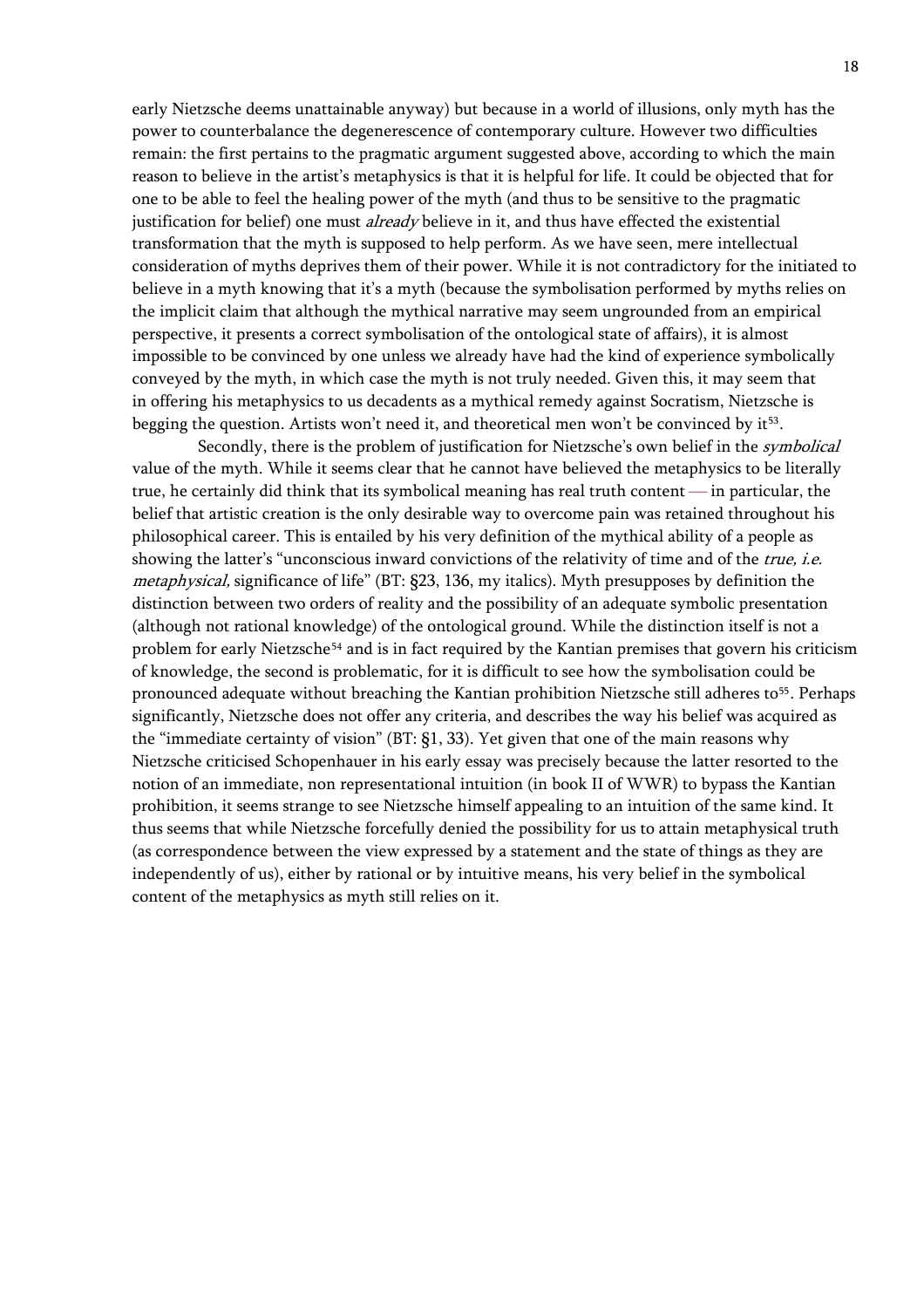early Nietzsche deems unattainable anyway) but because in a world of illusions, only myth has the power to counterbalance the degenerescence of contemporary culture. However two difficulties remain: the first pertains to the pragmatic argument suggested above, according to which the main reason to believe in the artist's metaphysics is that it is helpful for life. It could be objected that for one to be able to feel the healing power of the myth (and thus to be sensitive to the pragmatic justification for belief) one must *already* believe in it, and thus have effected the existential transformation that the myth is supposed to help perform. As we have seen, mere intellectual consideration of myths deprives them of their power. While it is not contradictory for the initiated to believe in a myth knowing that it's a myth (because the symbolisation performed by myths relies on the implicit claim that although the mythical narrative may seem ungrounded from an empirical perspective, it presents a correct symbolisation of the ontological state of affairs), it is almost impossible to be convinced by one unless we already have had the kind of experience symbolically conveyed by the myth, in which case the myth is not truly needed. Given this, it may seem that in offering his metaphysics to us decadents as a mythical remedy against Socratism, Nietzsche is begging the question. Artists won't need it, and theoretical men won't be convinced by it[53].

Secondly, there is the problem of justification for Nietzsche's own belief in the *symbolical* value of the myth. While it seems clear that he cannot have believed the metaphysics to be literally true, he certainly did think that its symbolical meaning has real truth content — in particular, the belief that artistic creation is the only desirable way to overcome pain was retained throughout his philosophical career. This is entailed by his very definition of the mythical ability of a people as showing the latter's "unconscious inward convictions of the relativity of time and of the *true, i.e. metaphysical,* significance of life" (BT: §23, 136, my italics). Myth presupposes by definition the distinction between two orders of reality and the possibility of an adequate symbolic presentation (although not rational knowledge) of the ontological ground. While the distinction itself is not a problem for early Nietzsche[54] and is in fact required by the Kantian premises that govern his criticism of knowledge, the second is problematic, for it is difficult to see how the symbolisation could be pronounced adequate without breaching the Kantian prohibition Nietzsche still adheres to[55]. Perhaps significantly, Nietzsche does not offer any criteria, and describes the way his belief was acquired as the "immediate certainty of vision" (BT: §1, 33). Yet given that one of the main reasons why Nietzsche criticised Schopenhauer in his early essay was precisely because the latter resorted to the notion of an immediate, non representational intuition (in book II of WWR) to bypass the Kantian prohibition, it seems strange to see Nietzsche himself appealing to an intuition of the same kind. It thus seems that while Nietzsche forcefully denied the possibility for us to attain metaphysical truth (as correspondence between the view expressed by a statement and the state of things as they are independently of us), either by rational or by intuitive means, his very belief in the symbolical content of the metaphysics as myth still relies on it.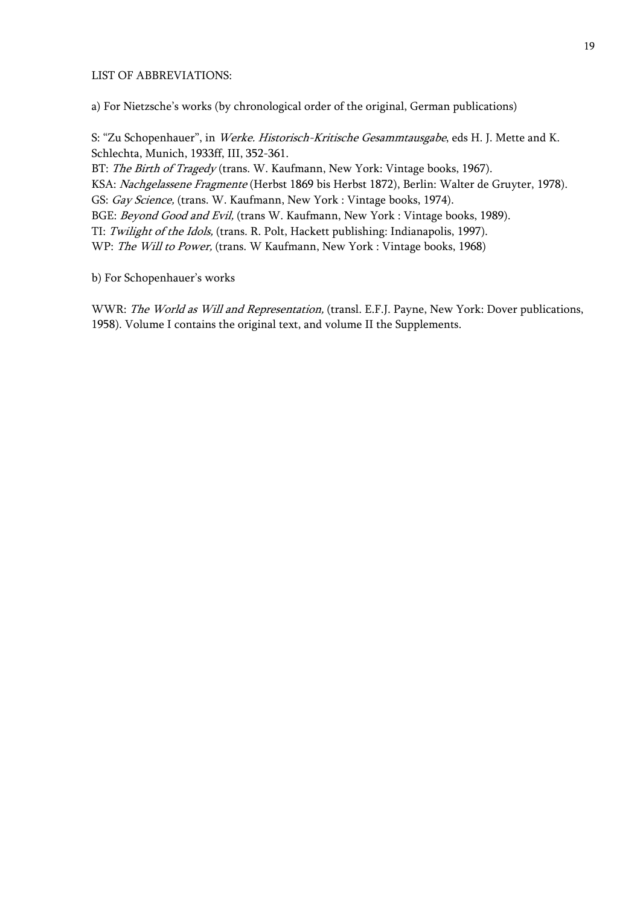LIST OF ABBREVIATIONS:

a) For Nietzsche's works (by chronological order of the original, German publications)

S: "Zu Schopenhauer", in *Werke. Historisch-Kritische Gesammtausgabe*, eds H. J. Mette and K. Schlechta, Munich, 1933ff, III, 352-361.
BT: *The Birth of Tragedy* (trans. W. Kaufmann, New York: Vintage books, 1967).
KSA: *Nachgelassene Fragmente* (Herbst 1869 bis Herbst 1872), Berlin: Walter de Gruyter, 1978).
GS: *Gay Science,* (trans. W. Kaufmann, New York : Vintage books, 1974).
BGE: *Beyond Good and Evil,* (trans W. Kaufmann, New York : Vintage books, 1989).
TI: *Twilight of the Idols,* (trans. R. Polt, Hackett publishing: Indianapolis, 1997).
WP: *The Will to Power,* (trans. W Kaufmann, New York : Vintage books, 1968)

b) For Schopenhauer's works

WWR: *The World as Will and Representation,* (transl. E.F.J. Payne, New York: Dover publications, 1958). Volume I contains the original text, and volume II the Supplements.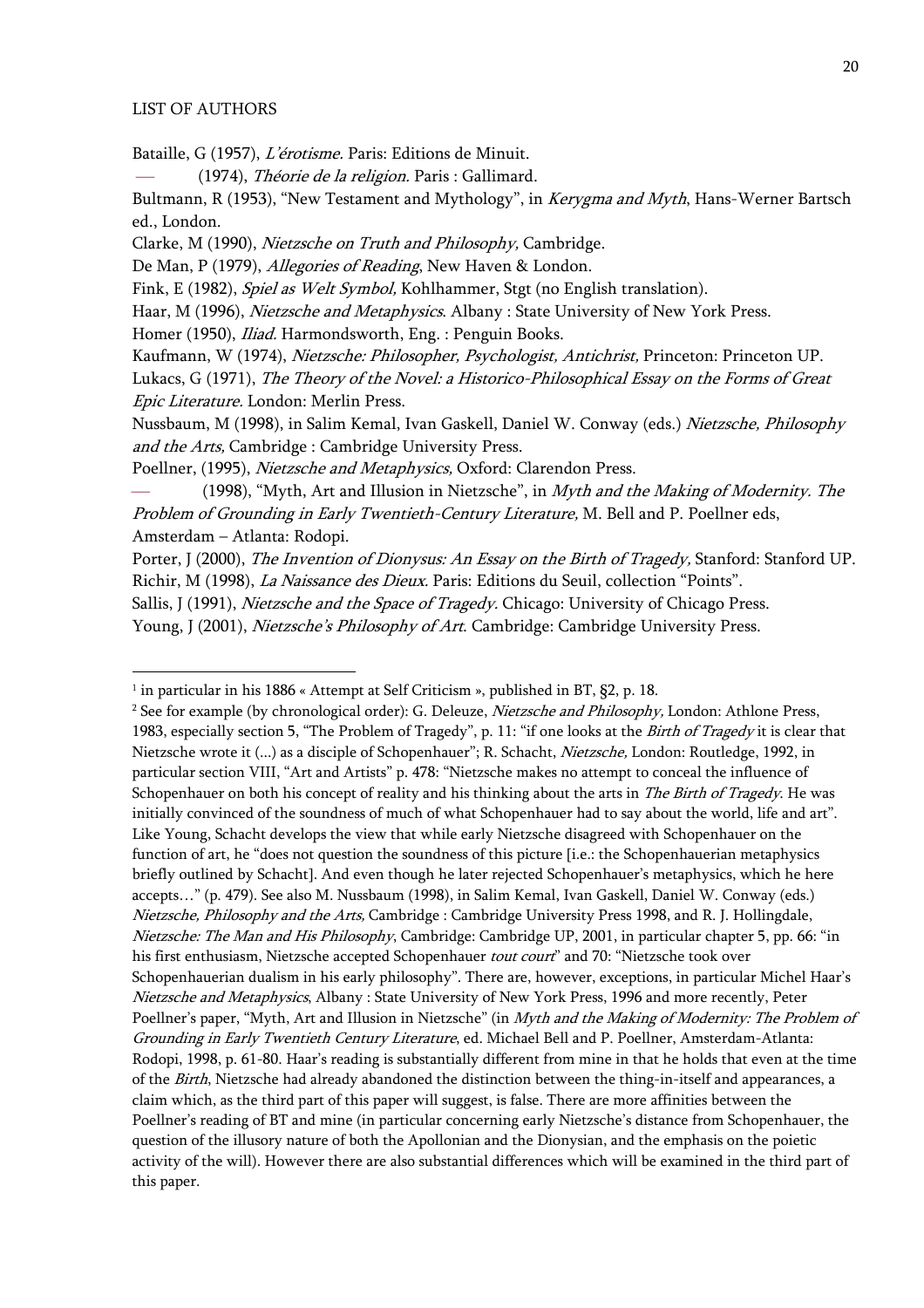LIST OF AUTHORS

Bataille, G (1957), *L'érotisme*. Paris: Editions de Minuit.

—— (1974), *Théorie de la religion.* Paris : Gallimard.

Bultmann, R (1953), "New Testament and Mythology", in *Kerygma and Myth*, Hans-Werner Bartsch ed., London.

Clarke, M (1990), *Nietzsche on Truth and Philosophy,* Cambridge.

De Man, P (1979), *Allegories of Reading*, New Haven & London.

Fink, E (1982), *Spiel as Welt Symbol,* Kohlhammer, Stgt (no English translation).

Haar, M (1996), *Nietzsche and Metaphysics*. Albany : State University of New York Press.

Homer (1950), *Iliad.* Harmondsworth, Eng. : Penguin Books.

Kaufmann, W (1974), *Nietzsche: Philosopher, Psychologist, Antichrist,* Princeton: Princeton UP.

Lukacs, G (1971), *The Theory of the Novel: a Historico-Philosophical Essay on the Forms of Great Epic Literature.* London: Merlin Press.

Nussbaum, M (1998), in Salim Kemal, Ivan Gaskell, Daniel W. Conway (eds.) *Nietzsche, Philosophy and the Arts,* Cambridge : Cambridge University Press.

Poellner, (1995), *Nietzsche and Metaphysics,* Oxford: Clarendon Press.

—— (1998), "Myth, Art and Illusion in Nietzsche", in *Myth and the Making of Modernity. The Problem of Grounding in Early Twentieth-Century Literature,* M. Bell and P. Poellner eds, Amsterdam – Atlanta: Rodopi.

Porter, J (2000), *The Invention of Dionysus: An Essay on the Birth of Tragedy,* Stanford: Stanford UP.

Richir, M (1998), *La Naissance des Dieux.* Paris: Editions du Seuil, collection "Points".

Sallis, J (1991), *Nietzsche and the Space of Tragedy*. Chicago: University of Chicago Press.

Young, J (2001), *Nietzsche's Philosophy of Art*. Cambridge: Cambridge University Press.

---

[1] in particular in his 1886 « Attempt at Self Criticism », published in BT, §2, p. 18.

[2] See for example (by chronological order): G. Deleuze, *Nietzsche and Philosophy,* London: Athlone Press, 1983, especially section 5, "The Problem of Tragedy", p. 11: "if one looks at the *Birth of Tragedy* it is clear that Nietzsche wrote it (...) as a disciple of Schopenhauer"; R. Schacht, *Nietzsche,* London: Routledge, 1992, in particular section VIII, "Art and Artists" p. 478: "Nietzsche makes no attempt to conceal the influence of Schopenhauer on both his concept of reality and his thinking about the arts in *The Birth of Tragedy*. He was initially convinced of the soundness of much of what Schopenhauer had to say about the world, life and art". Like Young, Schacht develops the view that while early Nietzsche disagreed with Schopenhauer on the function of art, he "does not question the soundness of this picture [i.e.: the Schopenhauerian metaphysics briefly outlined by Schacht]. And even though he later rejected Schopenhauer's metaphysics, which he here accepts…" (p. 479). See also M. Nussbaum (1998), in Salim Kemal, Ivan Gaskell, Daniel W. Conway (eds.) *Nietzsche, Philosophy and the Arts,* Cambridge : Cambridge University Press 1998, and R. J. Hollingdale, *Nietzsche: The Man and His Philosophy*, Cambridge: Cambridge UP, 2001, in particular chapter 5, pp. 66: "in his first enthusiasm, Nietzsche accepted Schopenhauer *tout court*" and 70: "Nietzsche took over Schopenhauerian dualism in his early philosophy". There are, however, exceptions, in particular Michel Haar's *Nietzsche and Metaphysics*, Albany : State University of New York Press, 1996 and more recently, Peter Poellner's paper, "Myth, Art and Illusion in Nietzsche" (in *Myth and the Making of Modernity: The Problem of Grounding in Early Twentieth Century Literature*, ed. Michael Bell and P. Poellner, Amsterdam-Atlanta: Rodopi, 1998, p. 61-80. Haar's reading is substantially different from mine in that he holds that even at the time of the *Birth*, Nietzsche had already abandoned the distinction between the thing-in-itself and appearances, a claim which, as the third part of this paper will suggest, is false. There are more affinities between the Poellner's reading of BT and mine (in particular concerning early Nietzsche's distance from Schopenhauer, the question of the illusory nature of both the Apollonian and the Dionysian, and the emphasis on the poietic activity of the will). However there are also substantial differences which will be examined in the third part of this paper.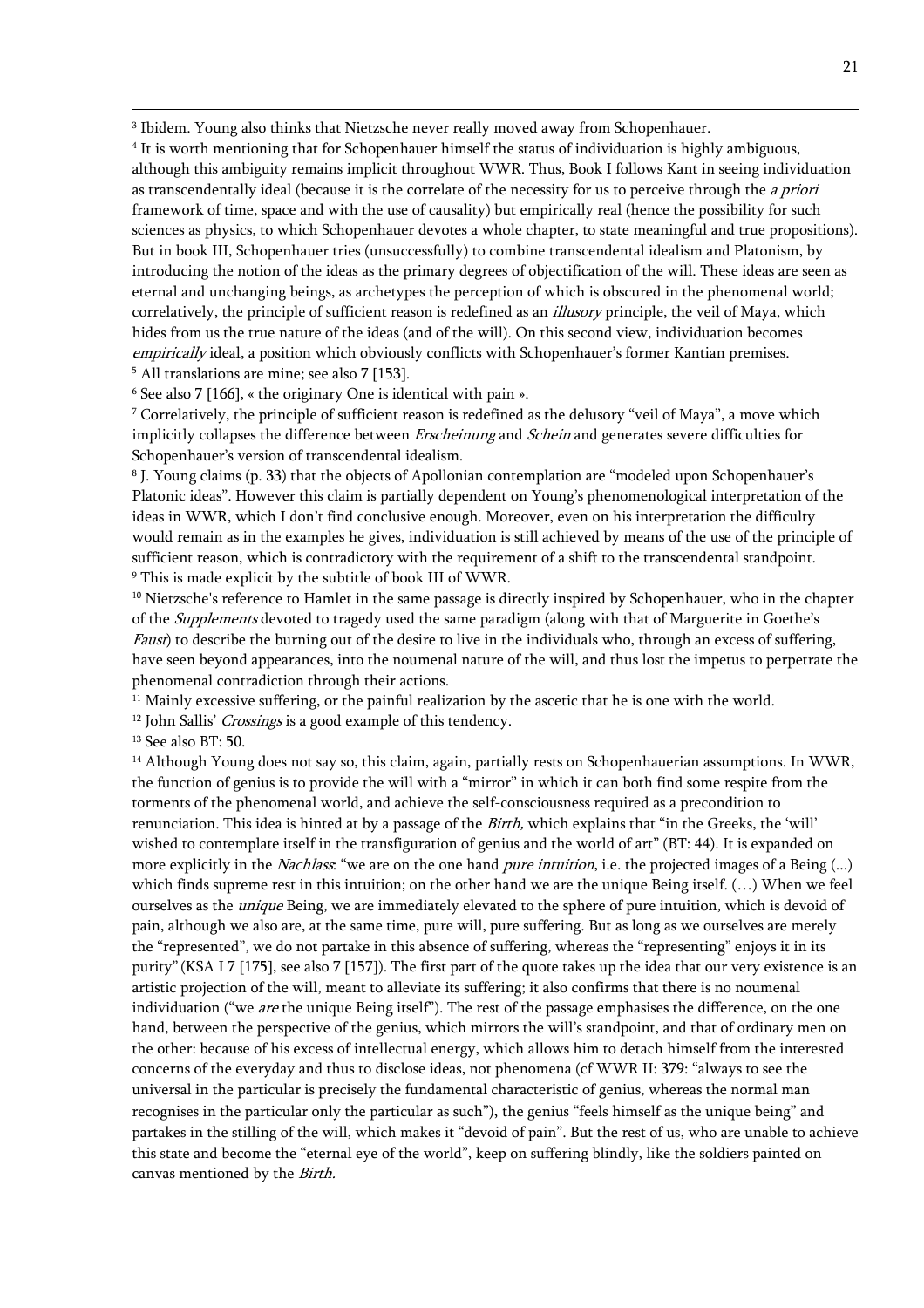[3] Ibidem. Young also thinks that Nietzsche never really moved away from Schopenhauer.

[4] It is worth mentioning that for Schopenhauer himself the status of individuation is highly ambiguous, although this ambiguity remains implicit throughout WWR. Thus, Book I follows Kant in seeing individuation as transcendentally ideal (because it is the correlate of the necessity for us to perceive through the *a priori* framework of time, space and with the use of causality) but empirically real (hence the possibility for such sciences as physics, to which Schopenhauer devotes a whole chapter, to state meaningful and true propositions). But in book III, Schopenhauer tries (unsuccessfully) to combine transcendental idealism and Platonism, by introducing the notion of the ideas as the primary degrees of objectification of the will. These ideas are seen as eternal and unchanging beings, as archetypes the perception of which is obscured in the phenomenal world; correlatively, the principle of sufficient reason is redefined as an *illusory* principle, the veil of Maya, which hides from us the true nature of the ideas (and of the will). On this second view, individuation becomes *empirically* ideal, a position which obviously conflicts with Schopenhauer's former Kantian premises.

[5] All translations are mine; see also 7 [153].

[6] See also 7 [166], « the originary One is identical with pain ».

[7] Correlatively, the principle of sufficient reason is redefined as the delusory "veil of Maya", a move which implicitly collapses the difference between *Erscheinung* and *Schein* and generates severe difficulties for Schopenhauer's version of transcendental idealism.

[8] J. Young claims (p. 33) that the objects of Apollonian contemplation are "modeled upon Schopenhauer's Platonic ideas". However this claim is partially dependent on Young's phenomenological interpretation of the ideas in WWR, which I don't find conclusive enough. Moreover, even on his interpretation the difficulty would remain as in the examples he gives, individuation is still achieved by means of the use of the principle of sufficient reason, which is contradictory with the requirement of a shift to the transcendental standpoint.

[9] This is made explicit by the subtitle of book III of WWR.

[10] Nietzsche's reference to Hamlet in the same passage is directly inspired by Schopenhauer, who in the chapter of the *Supplements* devoted to tragedy used the same paradigm (along with that of Marguerite in Goethe's *Faust*) to describe the burning out of the desire to live in the individuals who, through an excess of suffering, have seen beyond appearances, into the noumenal nature of the will, and thus lost the impetus to perpetrate the phenomenal contradiction through their actions.

[11] Mainly excessive suffering, or the painful realization by the ascetic that he is one with the world.

[12] John Sallis' *Crossings* is a good example of this tendency.

[13] See also BT: 50.

[14] Although Young does not say so, this claim, again, partially rests on Schopenhauerian assumptions. In WWR, the function of genius is to provide the will with a "mirror" in which it can both find some respite from the torments of the phenomenal world, and achieve the self-consciousness required as a precondition to renunciation. This idea is hinted at by a passage of the *Birth*, which explains that "in the Greeks, the 'will' wished to contemplate itself in the transfiguration of genius and the world of art" (BT: 44). It is expanded on more explicitly in the *Nachlass*: "we are on the one hand *pure intuition*, i.e. the projected images of a Being (...) which finds supreme rest in this intuition; on the other hand we are the unique Being itself. (…) When we feel ourselves as the *unique* Being, we are immediately elevated to the sphere of pure intuition, which is devoid of pain, although we also are, at the same time, pure will, pure suffering. But as long as we ourselves are merely the "represented", we do not partake in this absence of suffering, whereas the "representing" enjoys it in its purity" (KSA I 7 [175], see also 7 [157]). The first part of the quote takes up the idea that our very existence is an artistic projection of the will, meant to alleviate its suffering; it also confirms that there is no noumenal individuation ("we *are* the unique Being itself"). The rest of the passage emphasises the difference, on the one hand, between the perspective of the genius, which mirrors the will's standpoint, and that of ordinary men on the other: because of his excess of intellectual energy, which allows him to detach himself from the interested concerns of the everyday and thus to disclose ideas, not phenomena (cf WWR II: 379: "always to see the universal in the particular is precisely the fundamental characteristic of genius, whereas the normal man recognises in the particular only the particular as such"), the genius "feels himself as the unique being" and partakes in the stilling of the will, which makes it "devoid of pain". But the rest of us, who are unable to achieve this state and become the "eternal eye of the world", keep on suffering blindly, like the soldiers painted on canvas mentioned by the *Birth*.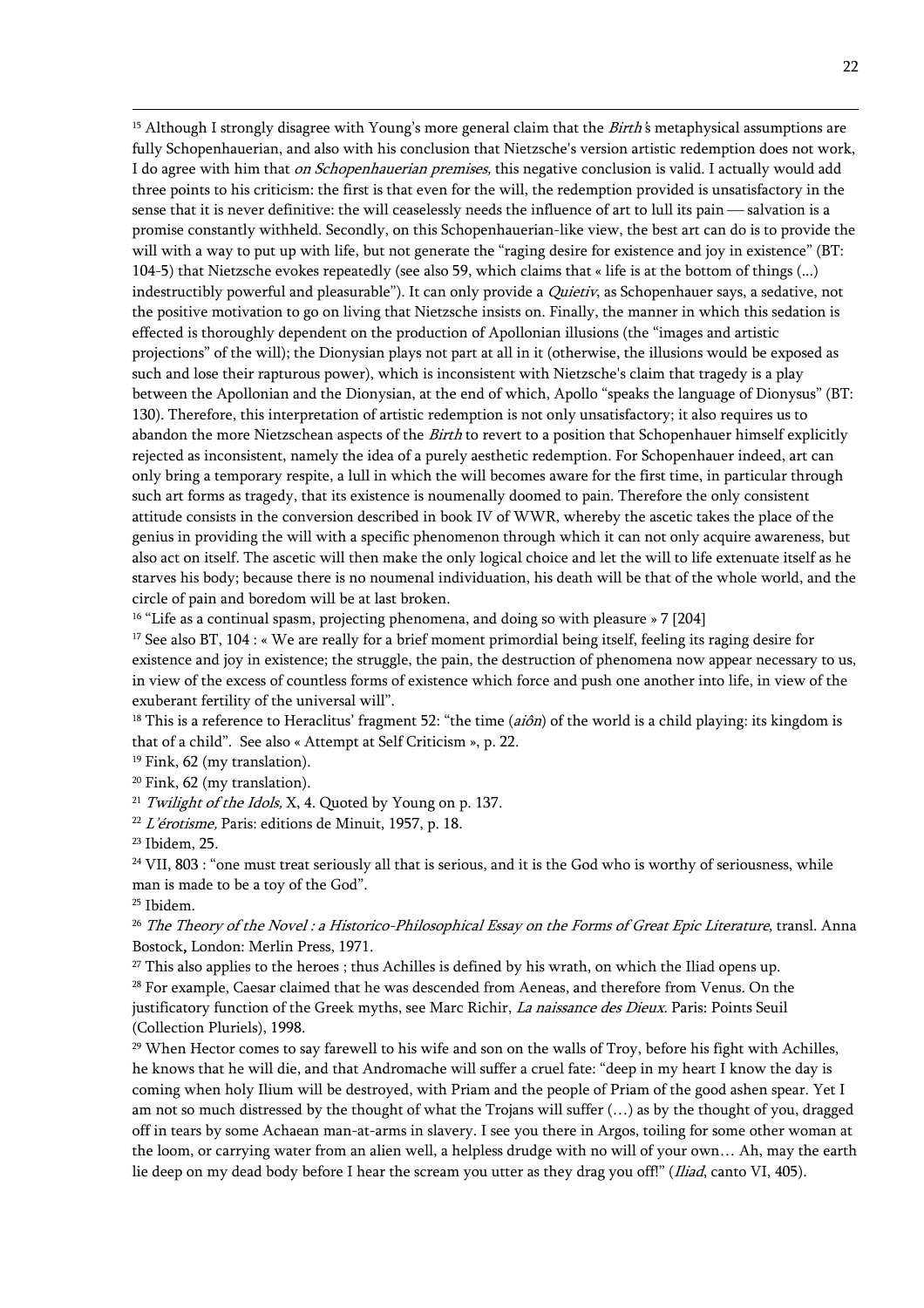[15] Although I strongly disagree with Young's more general claim that the *Birth*'s metaphysical assumptions are fully Schopenhauerian, and also with his conclusion that Nietzsche's version artistic redemption does not work, I do agree with him that *on Schopenhauerian premises,* this negative conclusion is valid. I actually would add three points to his criticism: the first is that even for the will, the redemption provided is unsatisfactory in the sense that it is never definitive: the will ceaselessly needs the influence of art to lull its pain — salvation is a promise constantly withheld. Secondly, on this Schopenhauerian-like view, the best art can do is to provide the will with a way to put up with life, but not generate the "raging desire for existence and joy in existence" (BT: 104-5) that Nietzsche evokes repeatedly (see also 59, which claims that « life is at the bottom of things (...) indestructibly powerful and pleasurable"). It can only provide a *Quietiv*, as Schopenhauer says, a sedative, not the positive motivation to go on living that Nietzsche insists on. Finally, the manner in which this sedation is effected is thoroughly dependent on the production of Apollonian illusions (the "images and artistic projections" of the will); the Dionysian plays not part at all in it (otherwise, the illusions would be exposed as such and lose their rapturous power), which is inconsistent with Nietzsche's claim that tragedy is a play between the Apollonian and the Dionysian, at the end of which, Apollo "speaks the language of Dionysus" (BT: 130). Therefore, this interpretation of artistic redemption is not only unsatisfactory; it also requires us to abandon the more Nietzschean aspects of the *Birth* to revert to a position that Schopenhauer himself explicitly rejected as inconsistent, namely the idea of a purely aesthetic redemption. For Schopenhauer indeed, art can only bring a temporary respite, a lull in which the will becomes aware for the first time, in particular through such art forms as tragedy, that its existence is noumenally doomed to pain. Therefore the only consistent attitude consists in the conversion described in book IV of WWR, whereby the ascetic takes the place of the genius in providing the will with a specific phenomenon through which it can not only acquire awareness, but also act on itself. The ascetic will then make the only logical choice and let the will to life extenuate itself as he starves his body; because there is no noumenal individuation, his death will be that of the whole world, and the circle of pain and boredom will be at last broken.

[16] "Life as a continual spasm, projecting phenomena, and doing so with pleasure » 7 [204]

[17] See also BT, 104 : « We are really for a brief moment primordial being itself, feeling its raging desire for existence and joy in existence; the struggle, the pain, the destruction of phenomena now appear necessary to us, in view of the excess of countless forms of existence which force and push one another into life, in view of the exuberant fertility of the universal will".

[18] This is a reference to Heraclitus' fragment 52: "the time (*aiôn*) of the world is a child playing: its kingdom is that of a child". See also « Attempt at Self Criticism », p. 22.

[19] Fink, 62 (my translation).

[20] Fink, 62 (my translation).

[21] *Twilight of the Idols,* X, 4. Quoted by Young on p. 137.

[22] *L'érotisme,* Paris: editions de Minuit, 1957, p. 18.

[23] Ibidem, 25.

[24] VII, 803 : "one must treat seriously all that is serious, and it is the God who is worthy of seriousness, while man is made to be a toy of the God".

[25] Ibidem.

[26] *The Theory of the Novel : a Historico-Philosophical Essay on the Forms of Great Epic Literature*, transl. Anna Bostock**,** London: Merlin Press, 1971.

[27] This also applies to the heroes ; thus Achilles is defined by his wrath, on which the Iliad opens up.

[28] For example, Caesar claimed that he was descended from Aeneas, and therefore from Venus. On the justificatory function of the Greek myths, see Marc Richir, *La naissance des Dieux.* Paris: Points Seuil (Collection Pluriels), 1998.

[29] When Hector comes to say farewell to his wife and son on the walls of Troy, before his fight with Achilles, he knows that he will die, and that Andromache will suffer a cruel fate: "deep in my heart I know the day is coming when holy Ilium will be destroyed, with Priam and the people of Priam of the good ashen spear. Yet I am not so much distressed by the thought of what the Trojans will suffer (…) as by the thought of you, dragged off in tears by some Achaean man-at-arms in slavery. I see you there in Argos, toiling for some other woman at the loom, or carrying water from an alien well, a helpless drudge with no will of your own… Ah, may the earth lie deep on my dead body before I hear the scream you utter as they drag you off!" (*Iliad*, canto VI, 405).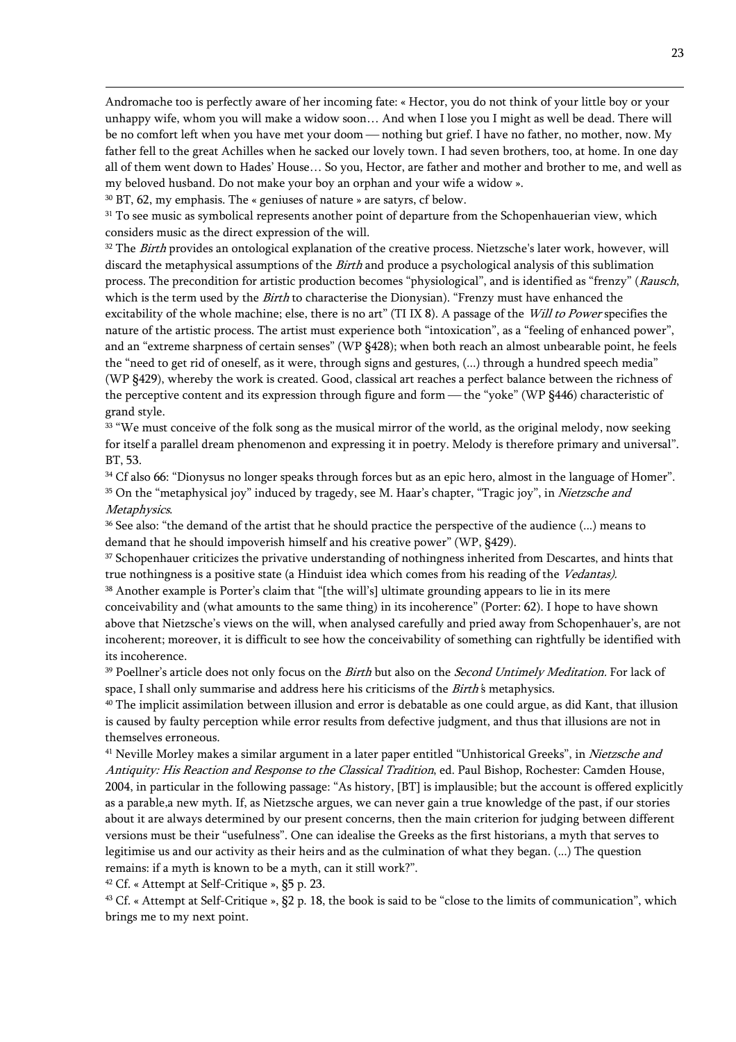Andromache too is perfectly aware of her incoming fate: « Hector, you do not think of your little boy or your unhappy wife, whom you will make a widow soon… And when I lose you I might as well be dead. There will be no comfort left when you have met your doom — nothing but grief. I have no father, no mother, now. My father fell to the great Achilles when he sacked our lovely town. I had seven brothers, too, at home. In one day all of them went down to Hades' House… So you, Hector, are father and mother and brother to me, and well as my beloved husband. Do not make your boy an orphan and your wife a widow ».

[30] BT, 62, my emphasis. The « geniuses of nature » are satyrs, cf below.

[31] To see music as symbolical represents another point of departure from the Schopenhauerian view, which considers music as the direct expression of the will.

[32] The *Birth* provides an ontological explanation of the creative process. Nietzsche's later work, however, will discard the metaphysical assumptions of the *Birth* and produce a psychological analysis of this sublimation process. The precondition for artistic production becomes "physiological", and is identified as "frenzy" (*Rausch*, which is the term used by the *Birth* to characterise the Dionysian). "Frenzy must have enhanced the excitability of the whole machine; else, there is no art" (TI IX 8). A passage of the *Will to Power* specifies the nature of the artistic process. The artist must experience both "intoxication", as a "feeling of enhanced power", and an "extreme sharpness of certain senses" (WP §428); when both reach an almost unbearable point, he feels the "need to get rid of oneself, as it were, through signs and gestures, (...) through a hundred speech media" (WP §429), whereby the work is created. Good, classical art reaches a perfect balance between the richness of the perceptive content and its expression through figure and form — the "yoke" (WP §446) characteristic of grand style.

[33] "We must conceive of the folk song as the musical mirror of the world, as the original melody, now seeking for itself a parallel dream phenomenon and expressing it in poetry. Melody is therefore primary and universal". BT, 53.

[34] Cf also 66: "Dionysus no longer speaks through forces but as an epic hero, almost in the language of Homer".

[35] On the "metaphysical joy" induced by tragedy, see M. Haar's chapter, "Tragic joy", in *Nietzsche and Metaphysics*.

[36] See also: "the demand of the artist that he should practice the perspective of the audience (...) means to demand that he should impoverish himself and his creative power" (WP, §429).

[37] Schopenhauer criticizes the privative understanding of nothingness inherited from Descartes, and hints that true nothingness is a positive state (a Hinduist idea which comes from his reading of the *Vedantas).*

[38] Another example is Porter's claim that "[the will's] ultimate grounding appears to lie in its mere conceivability and (what amounts to the same thing) in its incoherence" (Porter: 62). I hope to have shown above that Nietzsche's views on the will, when analysed carefully and pried away from Schopenhauer's, are not incoherent; moreover, it is difficult to see how the conceivability of something can rightfully be identified with its incoherence.

[39] Poellner's article does not only focus on the *Birth* but also on the *Second Untimely Meditation.* For lack of space, I shall only summarise and address here his criticisms of the *Birth*'s metaphysics.

[40] The implicit assimilation between illusion and error is debatable as one could argue, as did Kant, that illusion is caused by faulty perception while error results from defective judgment, and thus that illusions are not in themselves erroneous.

[41] Neville Morley makes a similar argument in a later paper entitled "Unhistorical Greeks", in *Nietzsche and Antiquity: His Reaction and Response to the Classical Tradition*, ed. Paul Bishop, Rochester: Camden House, 2004, in particular in the following passage: "As history, [BT] is implausible; but the account is offered explicitly as a parable,a new myth. If, as Nietzsche argues, we can never gain a true knowledge of the past, if our stories about it are always determined by our present concerns, then the main criterion for judging between different versions must be their "usefulness". One can idealise the Greeks as the first historians, a myth that serves to legitimise us and our activity as their heirs and as the culmination of what they began. (...) The question remains: if a myth is known to be a myth, can it still work?".

[42] Cf. « Attempt at Self-Critique », §5 p. 23.

[43] Cf. « Attempt at Self-Critique », §2 p. 18, the book is said to be "close to the limits of communication", which brings me to my next point.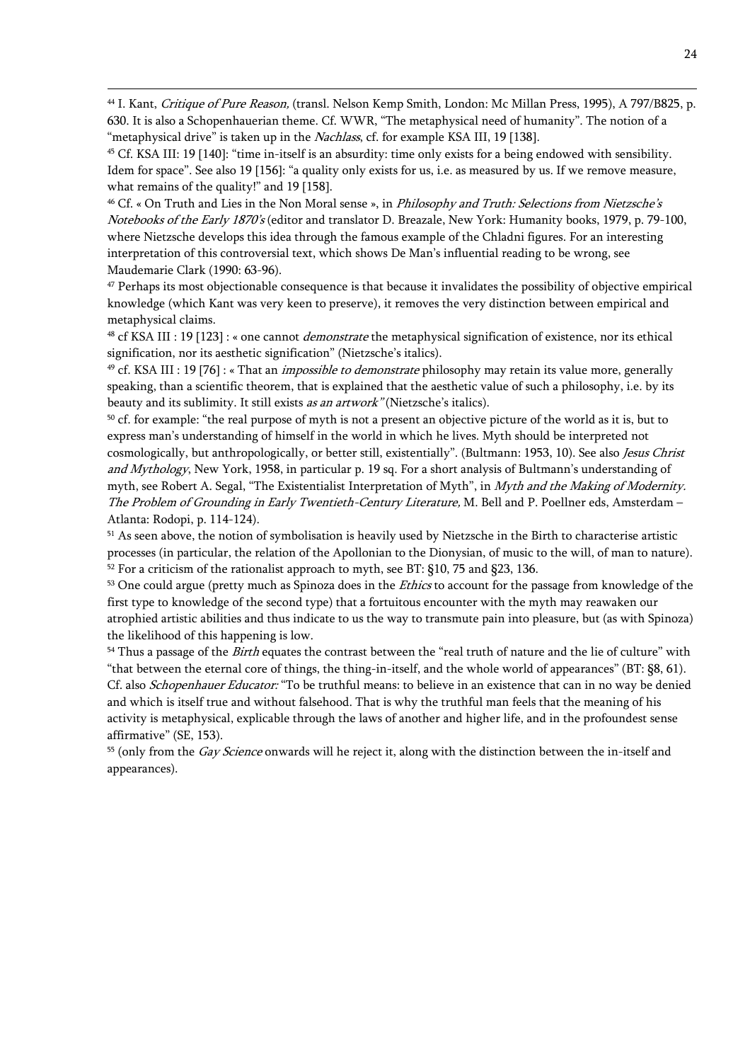[44] I. Kant, *Critique of Pure Reason,* (transl. Nelson Kemp Smith, London: Mc Millan Press, 1995), A 797/B825, p. 630. It is also a Schopenhauerian theme. Cf. WWR, "The metaphysical need of humanity". The notion of a "metaphysical drive" is taken up in the *Nachlass*, cf. for example KSA III, 19 [138].

[45] Cf. KSA III: 19 [140]: "time in-itself is an absurdity: time only exists for a being endowed with sensibility. Idem for space". See also 19 [156]: "a quality only exists for us, i.e. as measured by us. If we remove measure, what remains of the quality!" and 19 [158].

[46] Cf. « On Truth and Lies in the Non Moral sense », in *Philosophy and Truth: Selections from Nietzsche's Notebooks of the Early 1870's* (editor and translator D. Breazale, New York: Humanity books, 1979, p. 79-100, where Nietzsche develops this idea through the famous example of the Chladni figures. For an interesting interpretation of this controversial text, which shows De Man's influential reading to be wrong, see Maudemarie Clark (1990: 63-96).

[47] Perhaps its most objectionable consequence is that because it invalidates the possibility of objective empirical knowledge (which Kant was very keen to preserve), it removes the very distinction between empirical and metaphysical claims.

[48] cf KSA III : 19 [123] : « one cannot *demonstrate* the metaphysical signification of existence, nor its ethical signification, nor its aesthetic signification" (Nietzsche's italics).

[49] cf. KSA III : 19 [76] : « That an *impossible to demonstrate* philosophy may retain its value more, generally speaking, than a scientific theorem, that is explained that the aesthetic value of such a philosophy, i.e. by its beauty and its sublimity. It still exists *as an artwork"* (Nietzsche's italics).

[50] cf. for example: "the real purpose of myth is not a present an objective picture of the world as it is, but to express man's understanding of himself in the world in which he lives. Myth should be interpreted not cosmologically, but anthropologically, or better still, existentially". (Bultmann: 1953, 10). See also *Jesus Christ and Mythology*, New York, 1958, in particular p. 19 sq. For a short analysis of Bultmann's understanding of myth, see Robert A. Segal, "The Existentialist Interpretation of Myth", in *Myth and the Making of Modernity. The Problem of Grounding in Early Twentieth-Century Literature,* M. Bell and P. Poellner eds, Amsterdam – Atlanta: Rodopi, p. 114-124).

[51] As seen above, the notion of symbolisation is heavily used by Nietzsche in the Birth to characterise artistic processes (in particular, the relation of the Apollonian to the Dionysian, of music to the will, of man to nature).

[52] For a criticism of the rationalist approach to myth, see BT: §10, 75 and §23, 136.

[53] One could argue (pretty much as Spinoza does in the *Ethics* to account for the passage from knowledge of the first type to knowledge of the second type) that a fortuitous encounter with the myth may reawaken our atrophied artistic abilities and thus indicate to us the way to transmute pain into pleasure, but (as with Spinoza) the likelihood of this happening is low.

[54] Thus a passage of the *Birth* equates the contrast between the "real truth of nature and the lie of culture" with "that between the eternal core of things, the thing-in-itself, and the whole world of appearances" (BT: §8, 61). Cf. also *Schopenhauer Educator:* "To be truthful means: to believe in an existence that can in no way be denied and which is itself true and without falsehood. That is why the truthful man feels that the meaning of his activity is metaphysical, explicable through the laws of another and higher life, and in the profoundest sense affirmative" (SE, 153).

[55] (only from the *Gay Science* onwards will he reject it, along with the distinction between the in-itself and appearances).